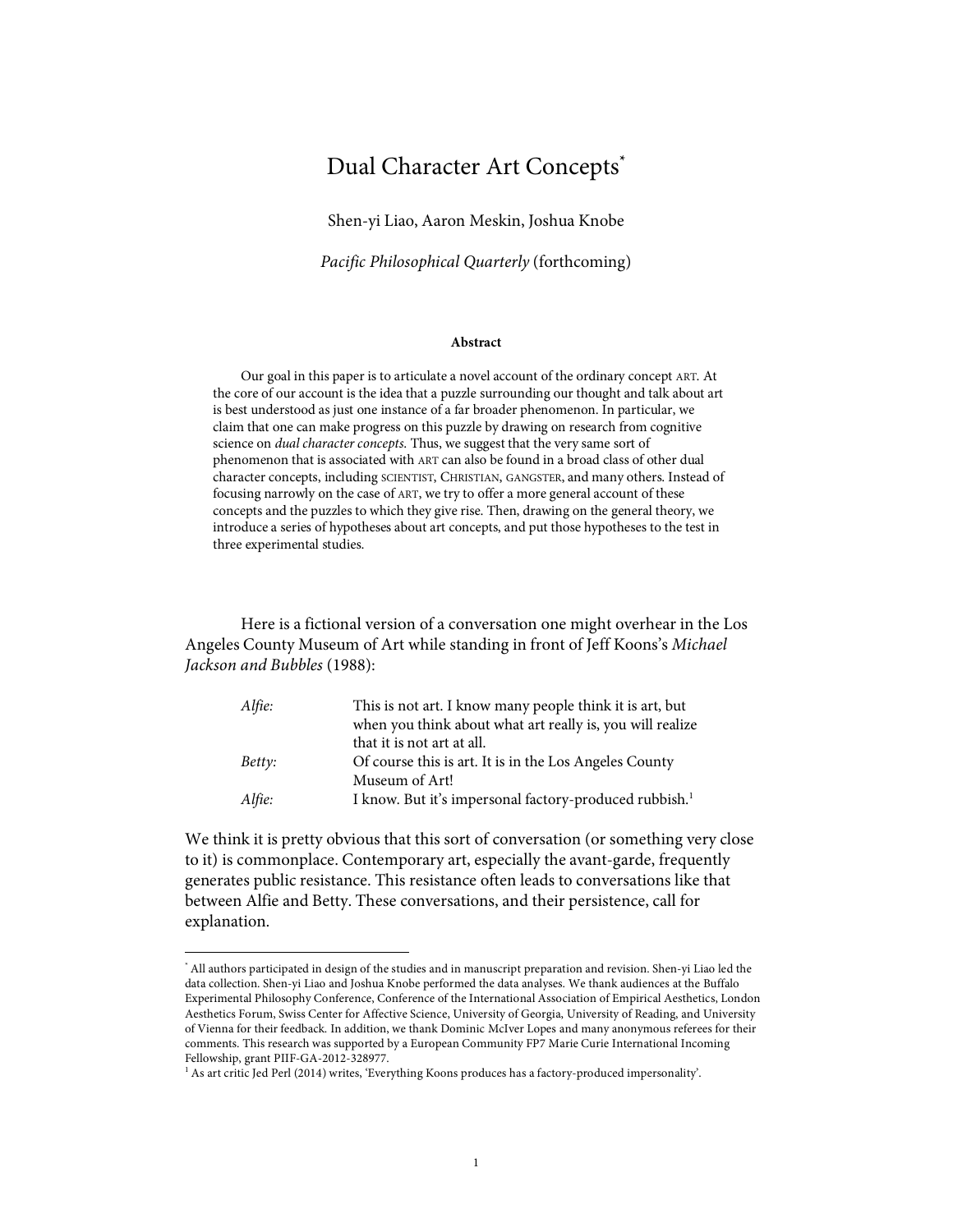# Dual Character Art Concepts[*]

Shen-yi Liao, Aaron Meskin, Joshua Knobe

*Pacific Philosophical Quarterly* (forthcoming)

**Abstract**

Our goal in this paper is to articulate a novel account of the ordinary concept ART. At the core of our account is the idea that a puzzle surrounding our thought and talk about art is best understood as just one instance of a far broader phenomenon. In particular, we claim that one can make progress on this puzzle by drawing on research from cognitive science on *dual character concepts*. Thus, we suggest that the very same sort of phenomenon that is associated with ART can also be found in a broad class of other dual character concepts, including SCIENTIST, CHRISTIAN, GANGSTER, and many others. Instead of focusing narrowly on the case of ART, we try to offer a more general account of these concepts and the puzzles to which they give rise. Then, drawing on the general theory, we introduce a series of hypotheses about art concepts, and put those hypotheses to the test in three experimental studies.

Here is a fictional version of a conversation one might overhear in the Los Angeles County Museum of Art while standing in front of Jeff Koons's *Michael Jackson and Bubbles* (1988):

| | |
|---|---|
| *Alfie:* | This is not art. I know many people think it is art, but when you think about what art really is, you will realize that it is not art at all. |
| *Betty:* | Of course this is art. It is in the Los Angeles County Museum of Art! |
| *Alfie:* | I know. But it's impersonal factory-produced rubbish.[1] |

We think it is pretty obvious that this sort of conversation (or something very close to it) is commonplace. Contemporary art, especially the avant-garde, frequently generates public resistance. This resistance often leads to conversations like that between Alfie and Betty. These conversations, and their persistence, call for explanation.

---

[*] All authors participated in design of the studies and in manuscript preparation and revision. Shen-yi Liao led the data collection. Shen-yi Liao and Joshua Knobe performed the data analyses. We thank audiences at the Buffalo Experimental Philosophy Conference, Conference of the International Association of Empirical Aesthetics, London Aesthetics Forum, Swiss Center for Affective Science, University of Georgia, University of Reading, and University of Vienna for their feedback. In addition, we thank Dominic McIver Lopes and many anonymous referees for their comments. This research was supported by a European Community FP7 Marie Curie International Incoming Fellowship, grant PIIF-GA-2012-328977.

[1] As art critic Jed Perl (2014) writes, 'Everything Koons produces has a factory-produced impersonality'.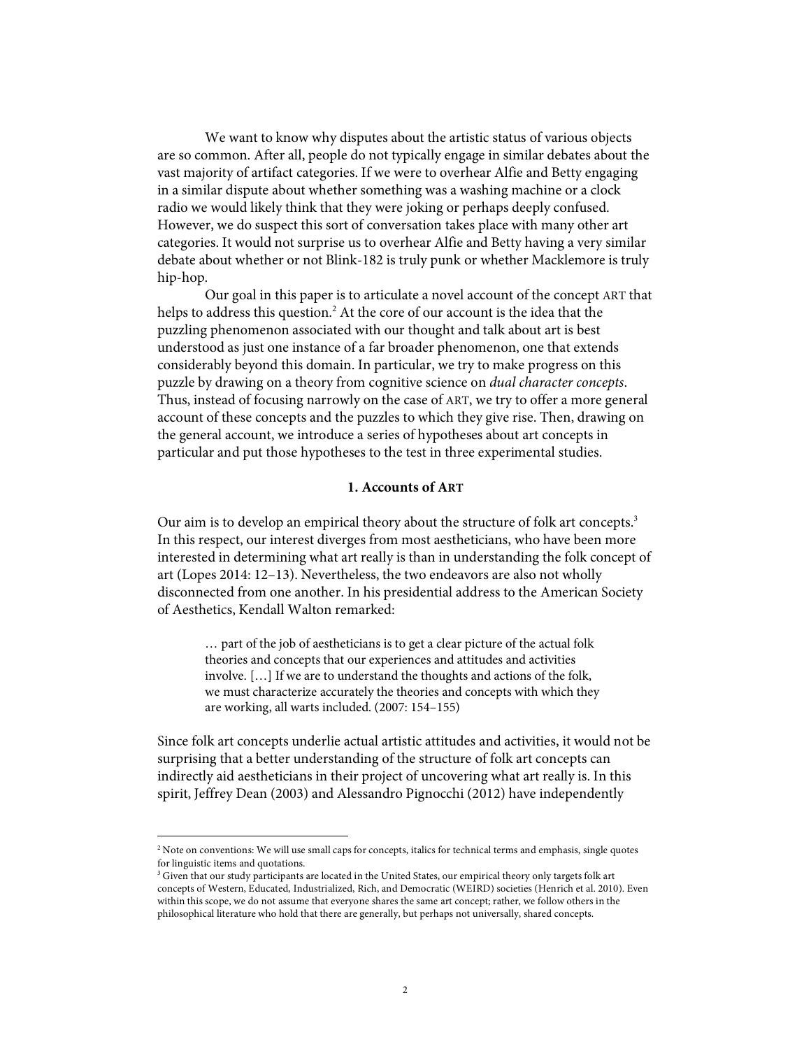We want to know why disputes about the artistic status of various objects are so common. After all, people do not typically engage in similar debates about the vast majority of artifact categories. If we were to overhear Alfie and Betty engaging in a similar dispute about whether something was a washing machine or a clock radio we would likely think that they were joking or perhaps deeply confused. However, we do suspect this sort of conversation takes place with many other art categories. It would not surprise us to overhear Alfie and Betty having a very similar debate about whether or not Blink-182 is truly punk or whether Macklemore is truly hip-hop.

Our goal in this paper is to articulate a novel account of the concept ART that helps to address this question.[2] At the core of our account is the idea that the puzzling phenomenon associated with our thought and talk about art is best understood as just one instance of a far broader phenomenon, one that extends considerably beyond this domain. In particular, we try to make progress on this puzzle by drawing on a theory from cognitive science on *dual character concepts*. Thus, instead of focusing narrowly on the case of ART, we try to offer a more general account of these concepts and the puzzles to which they give rise. Then, drawing on the general account, we introduce a series of hypotheses about art concepts in particular and put those hypotheses to the test in three experimental studies.

## 1. Accounts of ART

Our aim is to develop an empirical theory about the structure of folk art concepts.[3] In this respect, our interest diverges from most aestheticians, who have been more interested in determining what art really is than in understanding the folk concept of art (Lopes 2014: 12–13). Nevertheless, the two endeavors are also not wholly disconnected from one another. In his presidential address to the American Society of Aesthetics, Kendall Walton remarked:

> … part of the job of aestheticians is to get a clear picture of the actual folk theories and concepts that our experiences and attitudes and activities involve. […] If we are to understand the thoughts and actions of the folk, we must characterize accurately the theories and concepts with which they are working, all warts included. (2007: 154–155)

Since folk art concepts underlie actual artistic attitudes and activities, it would not be surprising that a better understanding of the structure of folk art concepts can indirectly aid aestheticians in their project of uncovering what art really is. In this spirit, Jeffrey Dean (2003) and Alessandro Pignocchi (2012) have independently

---

[2] Note on conventions: We will use small caps for concepts, italics for technical terms and emphasis, single quotes for linguistic items and quotations.

[3] Given that our study participants are located in the United States, our empirical theory only targets folk art concepts of Western, Educated, Industrialized, Rich, and Democratic (WEIRD) societies (Henrich et al. 2010). Even within this scope, we do not assume that everyone shares the same art concept; rather, we follow others in the philosophical literature who hold that there are generally, but perhaps not universally, shared concepts.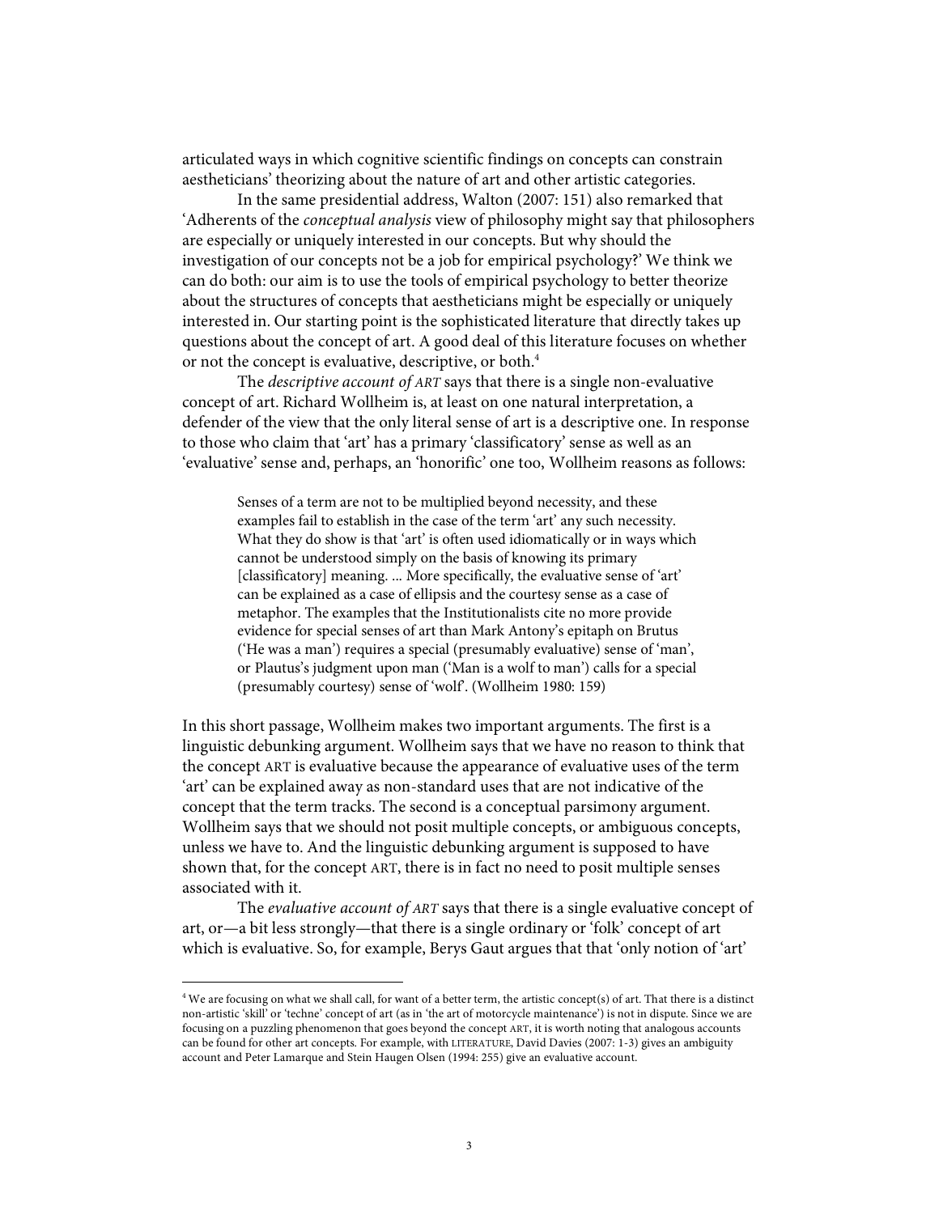articulated ways in which cognitive scientific findings on concepts can constrain aestheticians' theorizing about the nature of art and other artistic categories.

In the same presidential address, Walton (2007: 151) also remarked that 'Adherents of the *conceptual analysis* view of philosophy might say that philosophers are especially or uniquely interested in our concepts. But why should the investigation of our concepts not be a job for empirical psychology?' We think we can do both: our aim is to use the tools of empirical psychology to better theorize about the structures of concepts that aestheticians might be especially or uniquely interested in. Our starting point is the sophisticated literature that directly takes up questions about the concept of art. A good deal of this literature focuses on whether or not the concept is evaluative, descriptive, or both.[4]

The *descriptive account of ART* says that there is a single non-evaluative concept of art. Richard Wollheim is, at least on one natural interpretation, a defender of the view that the only literal sense of art is a descriptive one. In response to those who claim that 'art' has a primary 'classificatory' sense as well as an 'evaluative' sense and, perhaps, an 'honorific' one too, Wollheim reasons as follows:

> Senses of a term are not to be multiplied beyond necessity, and these examples fail to establish in the case of the term 'art' any such necessity. What they do show is that 'art' is often used idiomatically or in ways which cannot be understood simply on the basis of knowing its primary [classificatory] meaning. ... More specifically, the evaluative sense of 'art' can be explained as a case of ellipsis and the courtesy sense as a case of metaphor. The examples that the Institutionalists cite no more provide evidence for special senses of art than Mark Antony's epitaph on Brutus ('He was a man') requires a special (presumably evaluative) sense of 'man', or Plautus's judgment upon man ('Man is a wolf to man') calls for a special (presumably courtesy) sense of 'wolf'. (Wollheim 1980: 159)

In this short passage, Wollheim makes two important arguments. The first is a linguistic debunking argument. Wollheim says that we have no reason to think that the concept ART is evaluative because the appearance of evaluative uses of the term 'art' can be explained away as non-standard uses that are not indicative of the concept that the term tracks. The second is a conceptual parsimony argument. Wollheim says that we should not posit multiple concepts, or ambiguous concepts, unless we have to. And the linguistic debunking argument is supposed to have shown that, for the concept ART, there is in fact no need to posit multiple senses associated with it.

The *evaluative account of ART* says that there is a single evaluative concept of art, or—a bit less strongly—that there is a single ordinary or 'folk' concept of art which is evaluative. So, for example, Berys Gaut argues that that 'only notion of 'art'

---

[4] We are focusing on what we shall call, for want of a better term, the artistic concept(s) of art. That there is a distinct non-artistic 'skill' or 'techne' concept of art (as in 'the art of motorcycle maintenance') is not in dispute. Since we are focusing on a puzzling phenomenon that goes beyond the concept ART, it is worth noting that analogous accounts can be found for other art concepts. For example, with LITERATURE, David Davies (2007: 1-3) gives an ambiguity account and Peter Lamarque and Stein Haugen Olsen (1994: 255) give an evaluative account.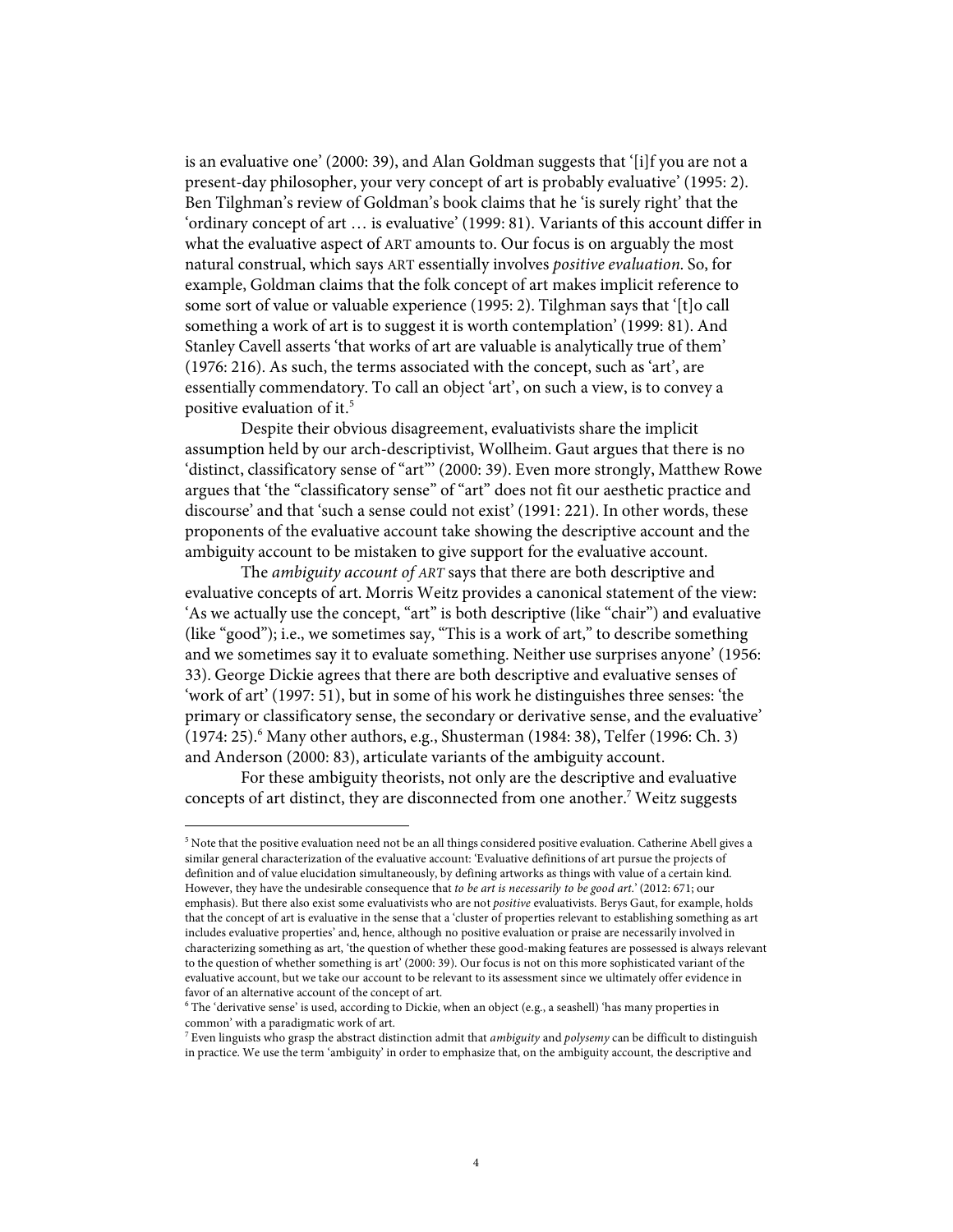is an evaluative one' (2000: 39), and Alan Goldman suggests that '[i]f you are not a present-day philosopher, your very concept of art is probably evaluative' (1995: 2). Ben Tilghman's review of Goldman's book claims that he 'is surely right' that the 'ordinary concept of art … is evaluative' (1999: 81). Variants of this account differ in what the evaluative aspect of ART amounts to. Our focus is on arguably the most natural construal, which says ART essentially involves *positive evaluation*. So, for example, Goldman claims that the folk concept of art makes implicit reference to some sort of value or valuable experience (1995: 2). Tilghman says that '[t]o call something a work of art is to suggest it is worth contemplation' (1999: 81). And Stanley Cavell asserts 'that works of art are valuable is analytically true of them' (1976: 216). As such, the terms associated with the concept, such as 'art', are essentially commendatory. To call an object 'art', on such a view, is to convey a positive evaluation of it.[5]

Despite their obvious disagreement, evaluativists share the implicit assumption held by our arch-descriptivist, Wollheim. Gaut argues that there is no 'distinct, classificatory sense of "art"' (2000: 39). Even more strongly, Matthew Rowe argues that 'the "classificatory sense" of "art" does not fit our aesthetic practice and discourse' and that 'such a sense could not exist' (1991: 221). In other words, these proponents of the evaluative account take showing the descriptive account and the ambiguity account to be mistaken to give support for the evaluative account.

The *ambiguity account of ART* says that there are both descriptive and evaluative concepts of art. Morris Weitz provides a canonical statement of the view: 'As we actually use the concept, "art" is both descriptive (like "chair") and evaluative (like "good"); i.e., we sometimes say, "This is a work of art," to describe something and we sometimes say it to evaluate something. Neither use surprises anyone' (1956: 33). George Dickie agrees that there are both descriptive and evaluative senses of 'work of art' (1997: 51), but in some of his work he distinguishes three senses: 'the primary or classificatory sense, the secondary or derivative sense, and the evaluative' (1974: 25).[6] Many other authors, e.g., Shusterman (1984: 38), Telfer (1996: Ch. 3) and Anderson (2000: 83), articulate variants of the ambiguity account.

For these ambiguity theorists, not only are the descriptive and evaluative concepts of art distinct, they are disconnected from one another.[7] Weitz suggests

---

[5] Note that the positive evaluation need not be an all things considered positive evaluation. Catherine Abell gives a similar general characterization of the evaluative account: 'Evaluative definitions of art pursue the projects of definition and of value elucidation simultaneously, by defining artworks as things with value of a certain kind. However, they have the undesirable consequence that *to be art is necessarily to be good art*.' (2012: 671; our emphasis). But there also exist some evaluativists who are not *positive* evaluativists. Berys Gaut, for example, holds that the concept of art is evaluative in the sense that a 'cluster of properties relevant to establishing something as art includes evaluative properties' and, hence, although no positive evaluation or praise are necessarily involved in characterizing something as art, 'the question of whether these good-making features are possessed is always relevant to the question of whether something is art' (2000: 39). Our focus is not on this more sophisticated variant of the evaluative account, but we take our account to be relevant to its assessment since we ultimately offer evidence in favor of an alternative account of the concept of art.

[6] The 'derivative sense' is used, according to Dickie, when an object (e.g., a seashell) 'has many properties in common' with a paradigmatic work of art.

[7] Even linguists who grasp the abstract distinction admit that *ambiguity* and *polysemy* can be difficult to distinguish in practice. We use the term 'ambiguity' in order to emphasize that, on the ambiguity account, the descriptive and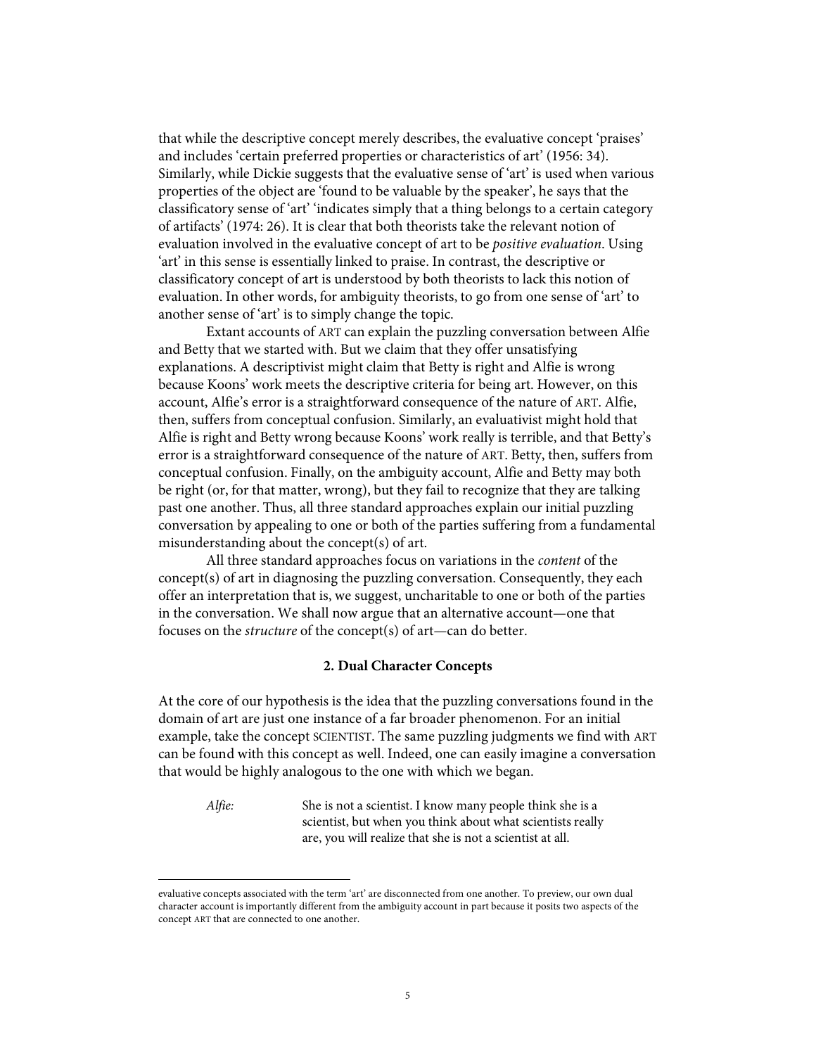that while the descriptive concept merely describes, the evaluative concept 'praises' and includes 'certain preferred properties or characteristics of art' (1956: 34). Similarly, while Dickie suggests that the evaluative sense of 'art' is used when various properties of the object are 'found to be valuable by the speaker', he says that the classificatory sense of 'art' 'indicates simply that a thing belongs to a certain category of artifacts' (1974: 26). It is clear that both theorists take the relevant notion of evaluation involved in the evaluative concept of art to be *positive evaluation*. Using 'art' in this sense is essentially linked to praise. In contrast, the descriptive or classificatory concept of art is understood by both theorists to lack this notion of evaluation. In other words, for ambiguity theorists, to go from one sense of 'art' to another sense of 'art' is to simply change the topic.

Extant accounts of ART can explain the puzzling conversation between Alfie and Betty that we started with. But we claim that they offer unsatisfying explanations. A descriptivist might claim that Betty is right and Alfie is wrong because Koons' work meets the descriptive criteria for being art. However, on this account, Alfie's error is a straightforward consequence of the nature of ART. Alfie, then, suffers from conceptual confusion. Similarly, an evaluativist might hold that Alfie is right and Betty wrong because Koons' work really is terrible, and that Betty's error is a straightforward consequence of the nature of ART. Betty, then, suffers from conceptual confusion. Finally, on the ambiguity account, Alfie and Betty may both be right (or, for that matter, wrong), but they fail to recognize that they are talking past one another. Thus, all three standard approaches explain our initial puzzling conversation by appealing to one or both of the parties suffering from a fundamental misunderstanding about the concept(s) of art.

All three standard approaches focus on variations in the *content* of the concept(s) of art in diagnosing the puzzling conversation. Consequently, they each offer an interpretation that is, we suggest, uncharitable to one or both of the parties in the conversation. We shall now argue that an alternative account—one that focuses on the *structure* of the concept(s) of art—can do better.

## 2. Dual Character Concepts

At the core of our hypothesis is the idea that the puzzling conversations found in the domain of art are just one instance of a far broader phenomenon. For an initial example, take the concept SCIENTIST. The same puzzling judgments we find with ART can be found with this concept as well. Indeed, one can easily imagine a conversation that would be highly analogous to the one with which we began.

> *Alfie:* She is not a scientist. I know many people think she is a scientist, but when you think about what scientists really are, you will realize that she is not a scientist at all.

---

evaluative concepts associated with the term 'art' are disconnected from one another. To preview, our own dual character account is importantly different from the ambiguity account in part because it posits two aspects of the concept ART that are connected to one another.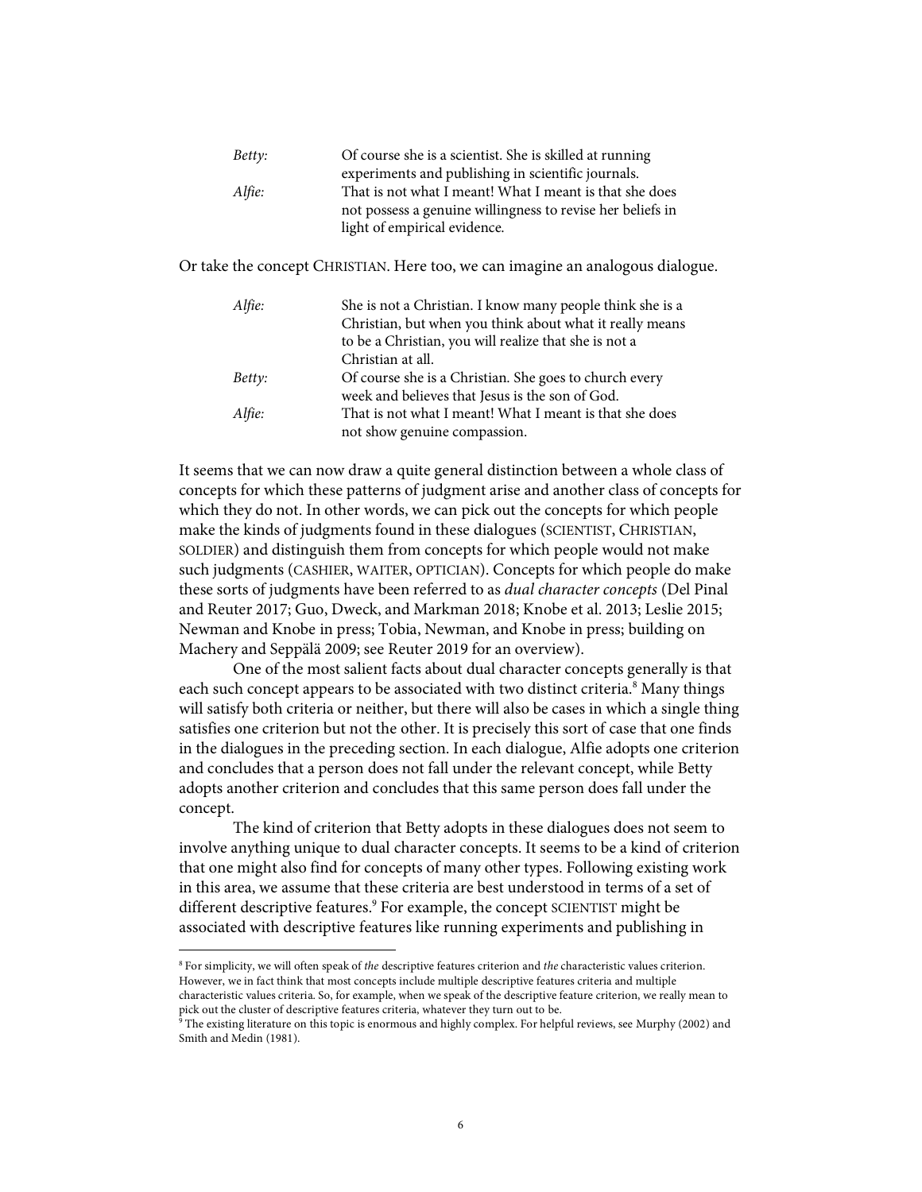| | |
|---|---|
| *Betty:* | Of course she is a scientist. She is skilled at running experiments and publishing in scientific journals. |
| *Alfie:* | That is not what I meant! What I meant is that she does not possess a genuine willingness to revise her beliefs in light of empirical evidence. |

Or take the concept CHRISTIAN. Here too, we can imagine an analogous dialogue.

| | |
|---|---|
| *Alfie:* | She is not a Christian. I know many people think she is a Christian, but when you think about what it really means to be a Christian, you will realize that she is not a Christian at all. |
| *Betty:* | Of course she is a Christian. She goes to church every week and believes that Jesus is the son of God. |
| *Alfie:* | That is not what I meant! What I meant is that she does not show genuine compassion. |

It seems that we can now draw a quite general distinction between a whole class of concepts for which these patterns of judgment arise and another class of concepts for which they do not. In other words, we can pick out the concepts for which people make the kinds of judgments found in these dialogues (SCIENTIST, CHRISTIAN, SOLDIER) and distinguish them from concepts for which people would not make such judgments (CASHIER, WAITER, OPTICIAN). Concepts for which people do make these sorts of judgments have been referred to as *dual character concepts* (Del Pinal and Reuter 2017; Guo, Dweck, and Markman 2018; Knobe et al. 2013; Leslie 2015; Newman and Knobe in press; Tobia, Newman, and Knobe in press; building on Machery and Seppälä 2009; see Reuter 2019 for an overview).

One of the most salient facts about dual character concepts generally is that each such concept appears to be associated with two distinct criteria.[8] Many things will satisfy both criteria or neither, but there will also be cases in which a single thing satisfies one criterion but not the other. It is precisely this sort of case that one finds in the dialogues in the preceding section. In each dialogue, Alfie adopts one criterion and concludes that a person does not fall under the relevant concept, while Betty adopts another criterion and concludes that this same person does fall under the concept.

The kind of criterion that Betty adopts in these dialogues does not seem to involve anything unique to dual character concepts. It seems to be a kind of criterion that one might also find for concepts of many other types. Following existing work in this area, we assume that these criteria are best understood in terms of a set of different descriptive features.[9] For example, the concept SCIENTIST might be associated with descriptive features like running experiments and publishing in

---

[8] For simplicity, we will often speak of *the* descriptive features criterion and *the* characteristic values criterion. However, we in fact think that most concepts include multiple descriptive features criteria and multiple characteristic values criteria. So, for example, when we speak of the descriptive feature criterion, we really mean to pick out the cluster of descriptive features criteria, whatever they turn out to be.

[9] The existing literature on this topic is enormous and highly complex. For helpful reviews, see Murphy (2002) and Smith and Medin (1981).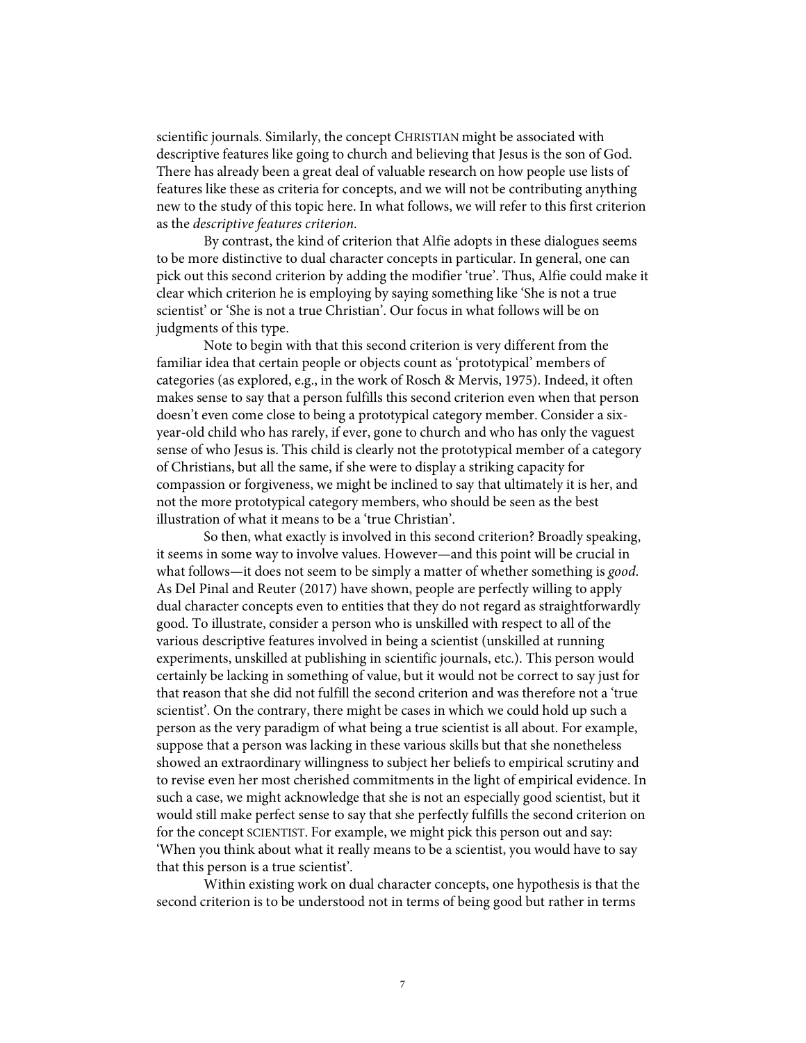scientific journals. Similarly, the concept CHRISTIAN might be associated with descriptive features like going to church and believing that Jesus is the son of God. There has already been a great deal of valuable research on how people use lists of features like these as criteria for concepts, and we will not be contributing anything new to the study of this topic here. In what follows, we will refer to this first criterion as the *descriptive features criterion*.

By contrast, the kind of criterion that Alfie adopts in these dialogues seems to be more distinctive to dual character concepts in particular. In general, one can pick out this second criterion by adding the modifier 'true'. Thus, Alfie could make it clear which criterion he is employing by saying something like 'She is not a true scientist' or 'She is not a true Christian'. Our focus in what follows will be on judgments of this type.

Note to begin with that this second criterion is very different from the familiar idea that certain people or objects count as 'prototypical' members of categories (as explored, e.g., in the work of Rosch & Mervis, 1975). Indeed, it often makes sense to say that a person fulfills this second criterion even when that person doesn't even come close to being a prototypical category member. Consider a six-year-old child who has rarely, if ever, gone to church and who has only the vaguest sense of who Jesus is. This child is clearly not the prototypical member of a category of Christians, but all the same, if she were to display a striking capacity for compassion or forgiveness, we might be inclined to say that ultimately it is her, and not the more prototypical category members, who should be seen as the best illustration of what it means to be a 'true Christian'.

So then, what exactly is involved in this second criterion? Broadly speaking, it seems in some way to involve values. However—and this point will be crucial in what follows—it does not seem to be simply a matter of whether something is *good*. As Del Pinal and Reuter (2017) have shown, people are perfectly willing to apply dual character concepts even to entities that they do not regard as straightforwardly good. To illustrate, consider a person who is unskilled with respect to all of the various descriptive features involved in being a scientist (unskilled at running experiments, unskilled at publishing in scientific journals, etc.). This person would certainly be lacking in something of value, but it would not be correct to say just for that reason that she did not fulfill the second criterion and was therefore not a 'true scientist'. On the contrary, there might be cases in which we could hold up such a person as the very paradigm of what being a true scientist is all about. For example, suppose that a person was lacking in these various skills but that she nonetheless showed an extraordinary willingness to subject her beliefs to empirical scrutiny and to revise even her most cherished commitments in the light of empirical evidence. In such a case, we might acknowledge that she is not an especially good scientist, but it would still make perfect sense to say that she perfectly fulfills the second criterion on for the concept SCIENTIST. For example, we might pick this person out and say: 'When you think about what it really means to be a scientist, you would have to say that this person is a true scientist'.

Within existing work on dual character concepts, one hypothesis is that the second criterion is to be understood not in terms of being good but rather in terms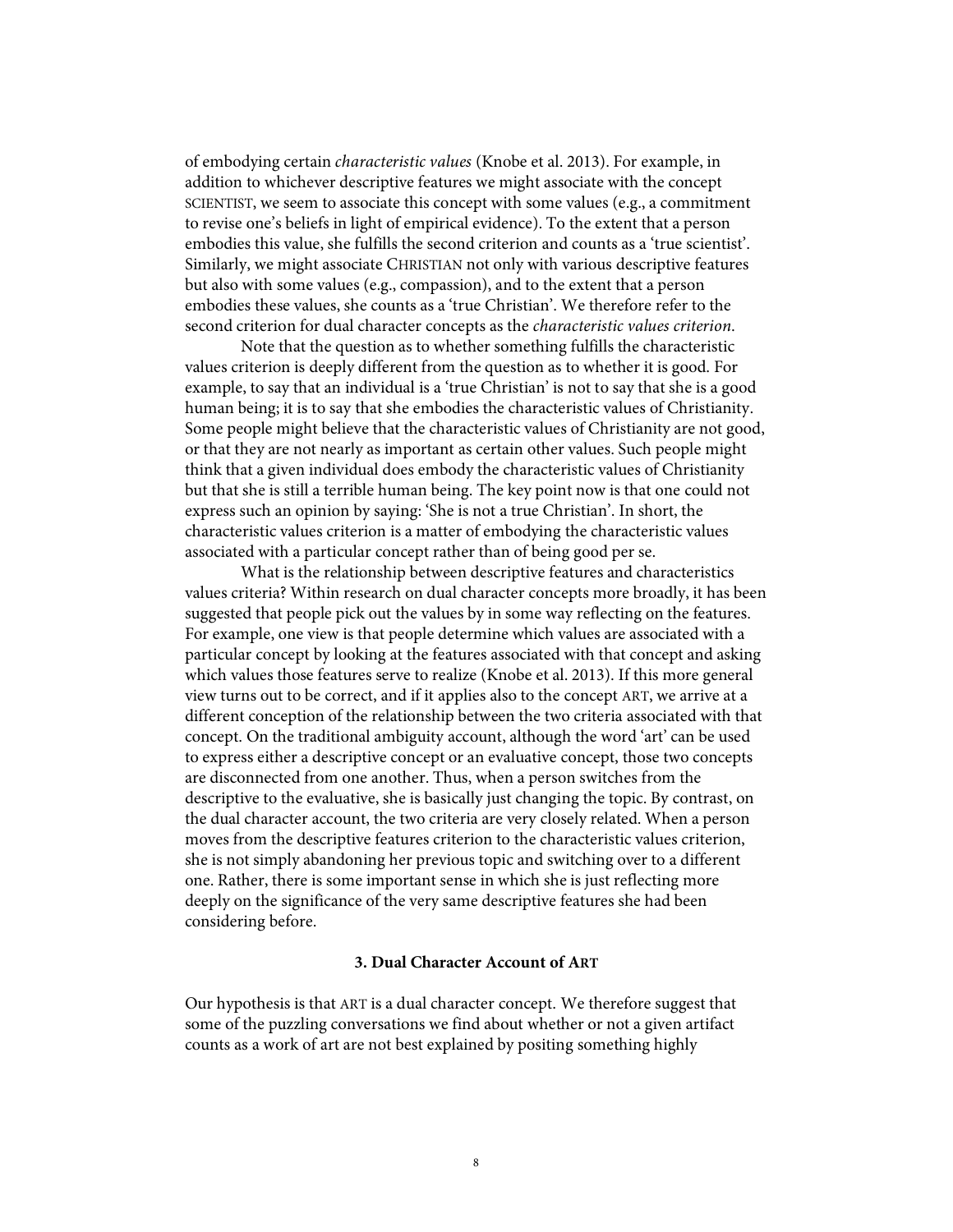of embodying certain *characteristic values* (Knobe et al. 2013). For example, in addition to whichever descriptive features we might associate with the concept SCIENTIST, we seem to associate this concept with some values (e.g., a commitment to revise one's beliefs in light of empirical evidence). To the extent that a person embodies this value, she fulfills the second criterion and counts as a 'true scientist'. Similarly, we might associate CHRISTIAN not only with various descriptive features but also with some values (e.g., compassion), and to the extent that a person embodies these values, she counts as a 'true Christian'. We therefore refer to the second criterion for dual character concepts as the *characteristic values criterion*.

Note that the question as to whether something fulfills the characteristic values criterion is deeply different from the question as to whether it is good. For example, to say that an individual is a 'true Christian' is not to say that she is a good human being; it is to say that she embodies the characteristic values of Christianity. Some people might believe that the characteristic values of Christianity are not good, or that they are not nearly as important as certain other values. Such people might think that a given individual does embody the characteristic values of Christianity but that she is still a terrible human being. The key point now is that one could not express such an opinion by saying: 'She is not a true Christian'. In short, the characteristic values criterion is a matter of embodying the characteristic values associated with a particular concept rather than of being good per se.

What is the relationship between descriptive features and characteristics values criteria? Within research on dual character concepts more broadly, it has been suggested that people pick out the values by in some way reflecting on the features. For example, one view is that people determine which values are associated with a particular concept by looking at the features associated with that concept and asking which values those features serve to realize (Knobe et al. 2013). If this more general view turns out to be correct, and if it applies also to the concept ART, we arrive at a different conception of the relationship between the two criteria associated with that concept. On the traditional ambiguity account, although the word 'art' can be used to express either a descriptive concept or an evaluative concept, those two concepts are disconnected from one another. Thus, when a person switches from the descriptive to the evaluative, she is basically just changing the topic. By contrast, on the dual character account, the two criteria are very closely related. When a person moves from the descriptive features criterion to the characteristic values criterion, she is not simply abandoning her previous topic and switching over to a different one. Rather, there is some important sense in which she is just reflecting more deeply on the significance of the very same descriptive features she had been considering before.

### 3. Dual Character Account of ART

Our hypothesis is that ART is a dual character concept. We therefore suggest that some of the puzzling conversations we find about whether or not a given artifact counts as a work of art are not best explained by positing something highly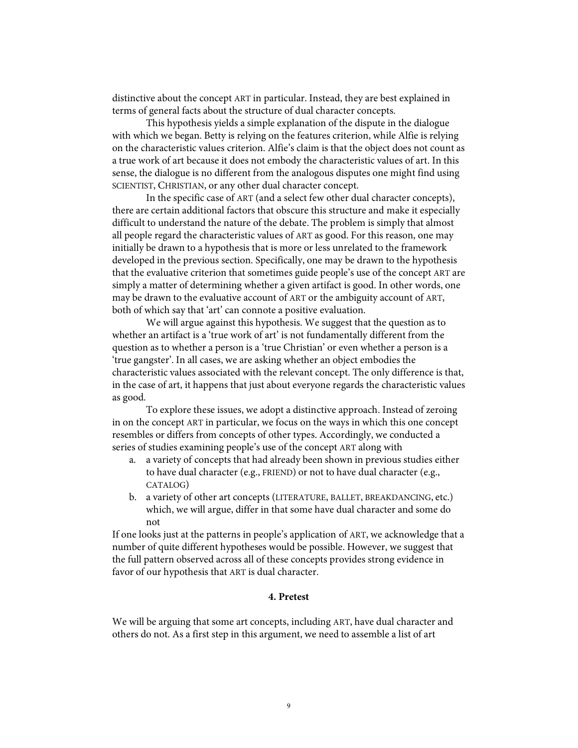distinctive about the concept ART in particular. Instead, they are best explained in terms of general facts about the structure of dual character concepts.

This hypothesis yields a simple explanation of the dispute in the dialogue with which we began. Betty is relying on the features criterion, while Alfie is relying on the characteristic values criterion. Alfie's claim is that the object does not count as a true work of art because it does not embody the characteristic values of art. In this sense, the dialogue is no different from the analogous disputes one might find using SCIENTIST, CHRISTIAN, or any other dual character concept.

In the specific case of ART (and a select few other dual character concepts), there are certain additional factors that obscure this structure and make it especially difficult to understand the nature of the debate. The problem is simply that almost all people regard the characteristic values of ART as good. For this reason, one may initially be drawn to a hypothesis that is more or less unrelated to the framework developed in the previous section. Specifically, one may be drawn to the hypothesis that the evaluative criterion that sometimes guide people's use of the concept ART are simply a matter of determining whether a given artifact is good. In other words, one may be drawn to the evaluative account of ART or the ambiguity account of ART, both of which say that 'art' can connote a positive evaluation.

We will argue against this hypothesis. We suggest that the question as to whether an artifact is a 'true work of art' is not fundamentally different from the question as to whether a person is a 'true Christian' or even whether a person is a 'true gangster'. In all cases, we are asking whether an object embodies the characteristic values associated with the relevant concept. The only difference is that, in the case of art, it happens that just about everyone regards the characteristic values as good.

To explore these issues, we adopt a distinctive approach. Instead of zeroing in on the concept ART in particular, we focus on the ways in which this one concept resembles or differs from concepts of other types. Accordingly, we conducted a series of studies examining people's use of the concept ART along with

a. a variety of concepts that had already been shown in previous studies either to have dual character (e.g., FRIEND) or not to have dual character (e.g., CATALOG)
b. a variety of other art concepts (LITERATURE, BALLET, BREAKDANCING, etc.) which, we will argue, differ in that some have dual character and some do not

If one looks just at the patterns in people's application of ART, we acknowledge that a number of quite different hypotheses would be possible. However, we suggest that the full pattern observed across all of these concepts provides strong evidence in favor of our hypothesis that ART is dual character.

## 4. Pretest

We will be arguing that some art concepts, including ART, have dual character and others do not. As a first step in this argument, we need to assemble a list of art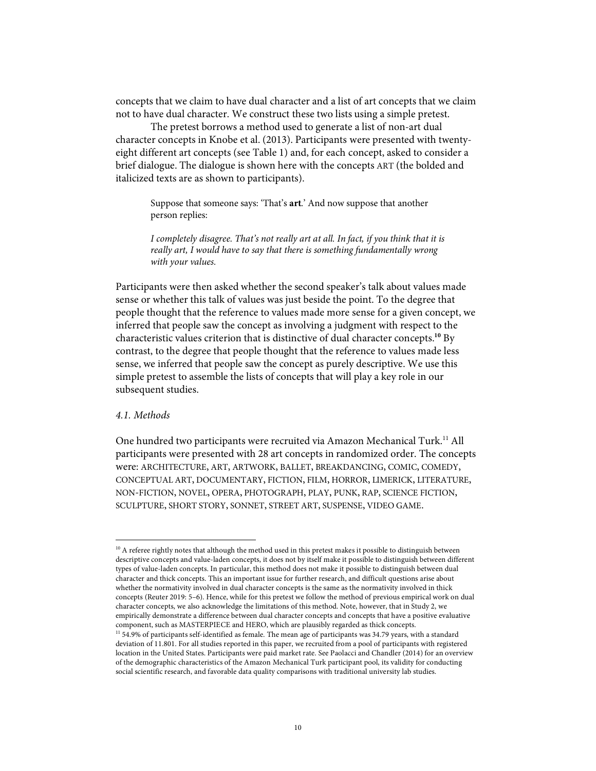concepts that we claim to have dual character and a list of art concepts that we claim not to have dual character. We construct these two lists using a simple pretest.

The pretest borrows a method used to generate a list of non-art dual character concepts in Knobe et al. (2013). Participants were presented with twenty-eight different art concepts (see Table 1) and, for each concept, asked to consider a brief dialogue. The dialogue is shown here with the concepts ART (the bolded and italicized texts are as shown to participants).

> Suppose that someone says: 'That's **art**.' And now suppose that another person replies:
>
> *I completely disagree. That's not really art at all. In fact, if you think that it is really art, I would have to say that there is something fundamentally wrong with your values.*

Participants were then asked whether the second speaker's talk about values made sense or whether this talk of values was just beside the point. To the degree that people thought that the reference to values made more sense for a given concept, we inferred that people saw the concept as involving a judgment with respect to the characteristic values criterion that is distinctive of dual character concepts.[10] By contrast, to the degree that people thought that the reference to values made less sense, we inferred that people saw the concept as purely descriptive. We use this simple pretest to assemble the lists of concepts that will play a key role in our subsequent studies.

### *4.1. Methods*

One hundred two participants were recruited via Amazon Mechanical Turk.[11] All participants were presented with 28 art concepts in randomized order. The concepts were: ARCHITECTURE, ART, ARTWORK, BALLET, BREAKDANCING, COMIC, COMEDY, CONCEPTUAL ART, DOCUMENTARY, FICTION, FILM, HORROR, LIMERICK, LITERATURE, NON-FICTION, NOVEL, OPERA, PHOTOGRAPH, PLAY, PUNK, RAP, SCIENCE FICTION, SCULPTURE, SHORT STORY, SONNET, STREET ART, SUSPENSE, VIDEO GAME.

---

[10] A referee rightly notes that although the method used in this pretest makes it possible to distinguish between descriptive concepts and value-laden concepts, it does not by itself make it possible to distinguish between different types of value-laden concepts. In particular, this method does not make it possible to distinguish between dual character and thick concepts. This an important issue for further research, and difficult questions arise about whether the normativity involved in dual character concepts is the same as the normativity involved in thick concepts (Reuter 2019: 5–6). Hence, while for this pretest we follow the method of previous empirical work on dual character concepts, we also acknowledge the limitations of this method. Note, however, that in Study 2, we empirically demonstrate a difference between dual character concepts and concepts that have a positive evaluative component, such as MASTERPIECE and HERO, which are plausibly regarded as thick concepts.

[11] 54.9% of participants self-identified as female. The mean age of participants was 34.79 years, with a standard deviation of 11.801. For all studies reported in this paper, we recruited from a pool of participants with registered location in the United States. Participants were paid market rate. See Paolacci and Chandler (2014) for an overview of the demographic characteristics of the Amazon Mechanical Turk participant pool, its validity for conducting social scientific research, and favorable data quality comparisons with traditional university lab studies.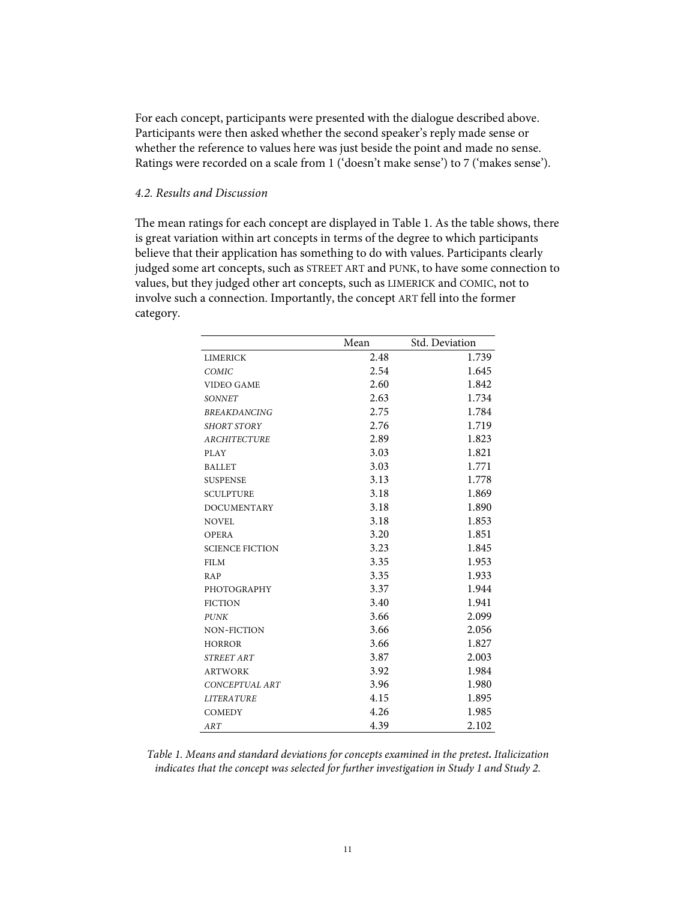For each concept, participants were presented with the dialogue described above. Participants were then asked whether the second speaker's reply made sense or whether the reference to values here was just beside the point and made no sense. Ratings were recorded on a scale from 1 ('doesn't make sense') to 7 ('makes sense').

### *4.2. Results and Discussion*

The mean ratings for each concept are displayed in Table 1. As the table shows, there is great variation within art concepts in terms of the degree to which participants believe that their application has something to do with values. Participants clearly judged some art concepts, such as STREET ART and PUNK, to have some connection to values, but they judged other art concepts, such as LIMERICK and COMIC, not to involve such a connection. Importantly, the concept ART fell into the former category.

| | Mean | Std. Deviation |
|---|---|---|
| LIMERICK | 2.48 | 1.739 |
| *COMIC* | 2.54 | 1.645 |
| VIDEO GAME | 2.60 | 1.842 |
| *SONNET* | 2.63 | 1.734 |
| *BREAKDANCING* | 2.75 | 1.784 |
| *SHORT STORY* | 2.76 | 1.719 |
| *ARCHITECTURE* | 2.89 | 1.823 |
| PLAY | 3.03 | 1.821 |
| BALLET | 3.03 | 1.771 |
| SUSPENSE | 3.13 | 1.778 |
| SCULPTURE | 3.18 | 1.869 |
| DOCUMENTARY | 3.18 | 1.890 |
| NOVEL | 3.18 | 1.853 |
| OPERA | 3.20 | 1.851 |
| SCIENCE FICTION | 3.23 | 1.845 |
| FILM | 3.35 | 1.953 |
| RAP | 3.35 | 1.933 |
| PHOTOGRAPHY | 3.37 | 1.944 |
| FICTION | 3.40 | 1.941 |
| *PUNK* | 3.66 | 2.099 |
| NON-FICTION | 3.66 | 2.056 |
| HORROR | 3.66 | 1.827 |
| *STREET ART* | 3.87 | 2.003 |
| ARTWORK | 3.92 | 1.984 |
| *CONCEPTUAL ART* | 3.96 | 1.980 |
| *LITERATURE* | 4.15 | 1.895 |
| COMEDY | 4.26 | 1.985 |
| *ART* | 4.39 | 2.102 |

*Table 1. Means and standard deviations for concepts examined in the pretest.* ***.*** *Italicization indicates that the concept was selected for further investigation in Study 1 and Study 2.*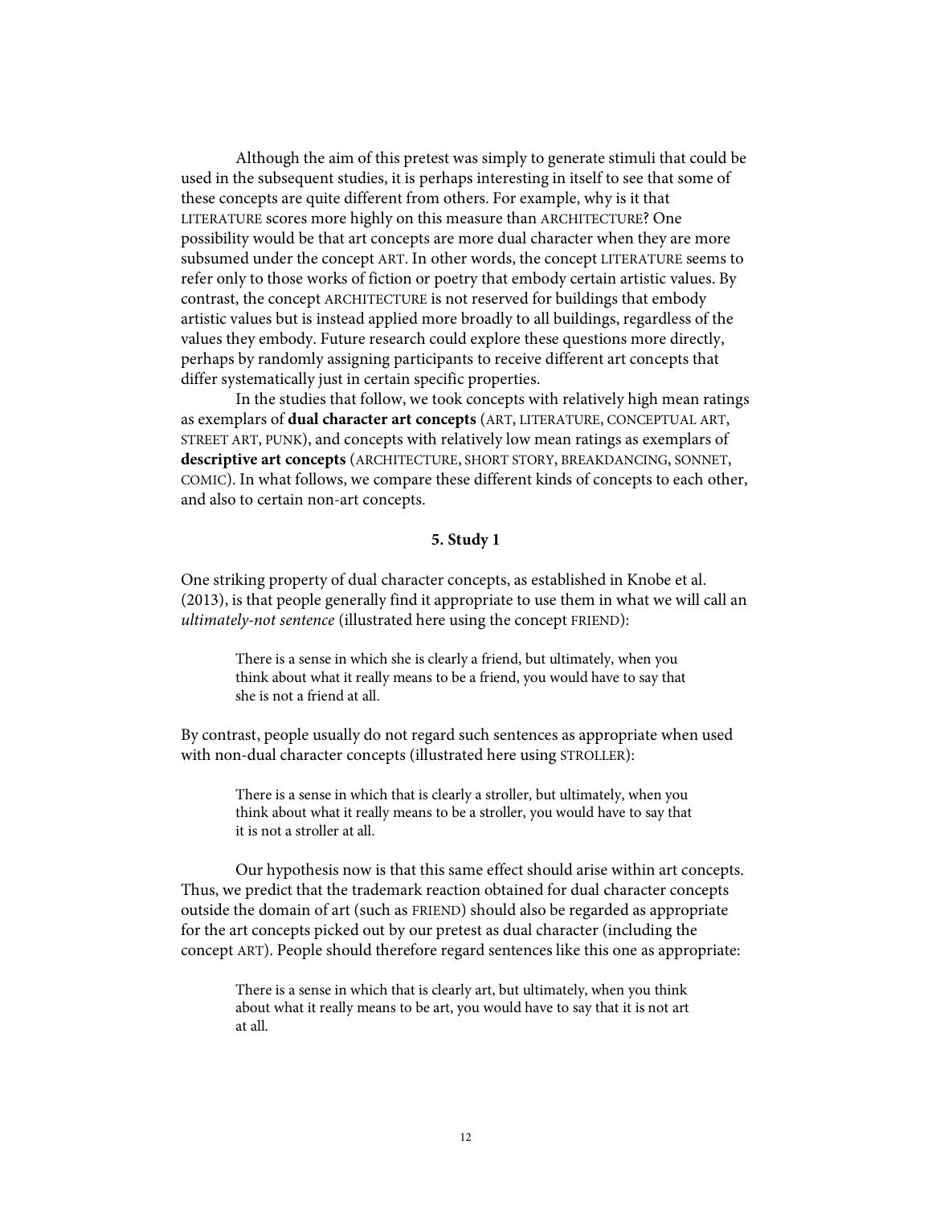Although the aim of this pretest was simply to generate stimuli that could be used in the subsequent studies, it is perhaps interesting in itself to see that some of these concepts are quite different from others. For example, why is it that LITERATURE scores more highly on this measure than ARCHITECTURE? One possibility would be that art concepts are more dual character when they are more subsumed under the concept ART. In other words, the concept LITERATURE seems to refer only to those works of fiction or poetry that embody certain artistic values. By contrast, the concept ARCHITECTURE is not reserved for buildings that embody artistic values but is instead applied more broadly to all buildings, regardless of the values they embody. Future research could explore these questions more directly, perhaps by randomly assigning participants to receive different art concepts that differ systematically just in certain specific properties.

In the studies that follow, we took concepts with relatively high mean ratings as exemplars of **dual character art concepts** (ART, LITERATURE, CONCEPTUAL ART, STREET ART, PUNK), and concepts with relatively low mean ratings as exemplars of **descriptive art concepts** (ARCHITECTURE, SHORT STORY, BREAKDANCING, SONNET, COMIC). In what follows, we compare these different kinds of concepts to each other, and also to certain non-art concepts.

## 5. Study 1

One striking property of dual character concepts, as established in Knobe et al. (2013), is that people generally find it appropriate to use them in what we will call an *ultimately-not sentence* (illustrated here using the concept FRIEND):

> There is a sense in which she is clearly a friend, but ultimately, when you think about what it really means to be a friend, you would have to say that she is not a friend at all.

By contrast, people usually do not regard such sentences as appropriate when used with non-dual character concepts (illustrated here using STROLLER):

> There is a sense in which that is clearly a stroller, but ultimately, when you think about what it really means to be a stroller, you would have to say that it is not a stroller at all.

Our hypothesis now is that this same effect should arise within art concepts. Thus, we predict that the trademark reaction obtained for dual character concepts outside the domain of art (such as FRIEND) should also be regarded as appropriate for the art concepts picked out by our pretest as dual character (including the concept ART). People should therefore regard sentences like this one as appropriate:

> There is a sense in which that is clearly art, but ultimately, when you think about what it really means to be art, you would have to say that it is not art at all.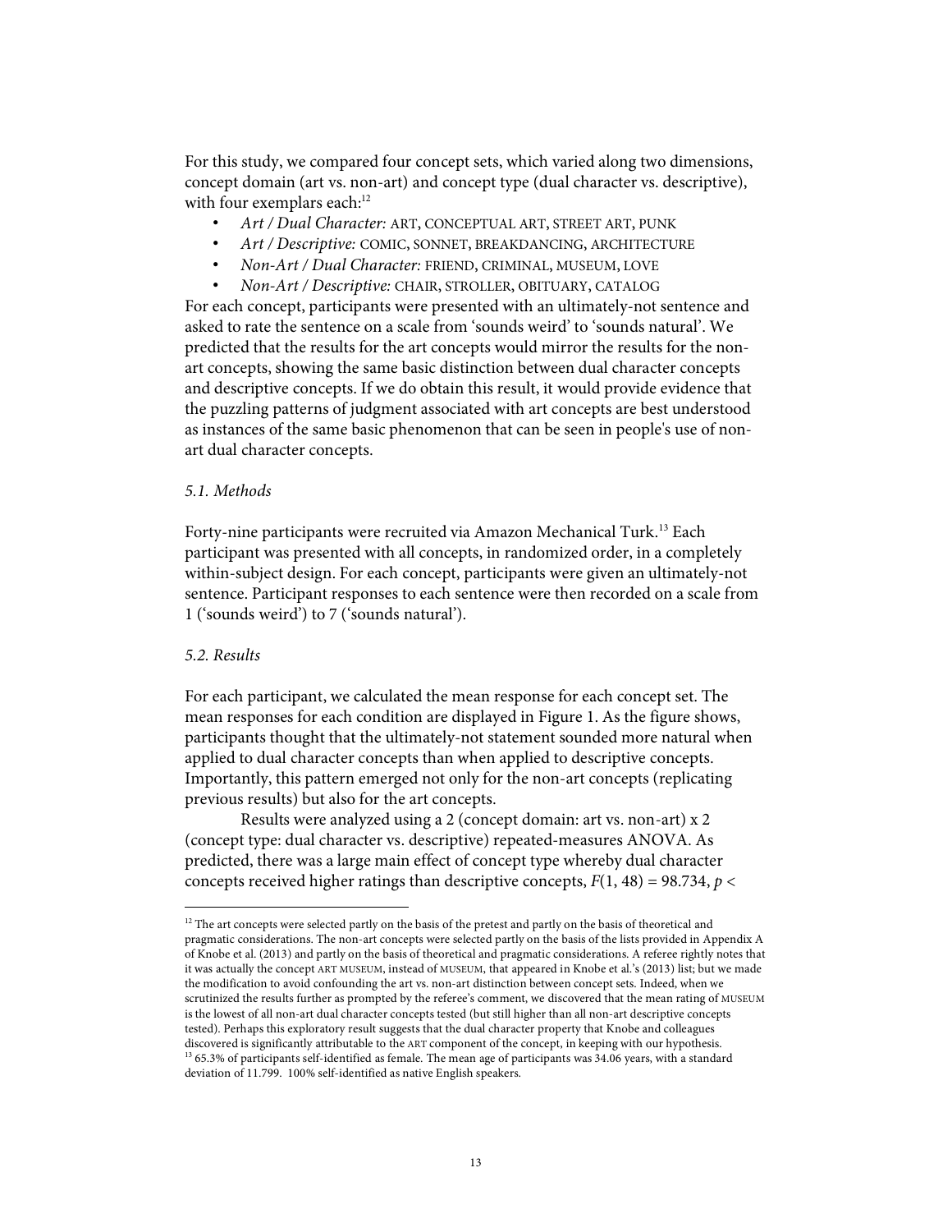For this study, we compared four concept sets, which varied along two dimensions, concept domain (art vs. non-art) and concept type (dual character vs. descriptive), with four exemplars each:[12]

- *Art / Dual Character:* ART, CONCEPTUAL ART, STREET ART, PUNK
- *Art / Descriptive:* COMIC, SONNET, BREAKDANCING, ARCHITECTURE
- *Non-Art / Dual Character:* FRIEND, CRIMINAL, MUSEUM, LOVE
- *Non-Art / Descriptive:* CHAIR, STROLLER, OBITUARY, CATALOG

For each concept, participants were presented with an ultimately-not sentence and asked to rate the sentence on a scale from 'sounds weird' to 'sounds natural'. We predicted that the results for the art concepts would mirror the results for the non-art concepts, showing the same basic distinction between dual character concepts and descriptive concepts. If we do obtain this result, it would provide evidence that the puzzling patterns of judgment associated with art concepts are best understood as instances of the same basic phenomenon that can be seen in people's use of non-art dual character concepts.

### *5.1. Methods*

Forty-nine participants were recruited via Amazon Mechanical Turk.[13] Each participant was presented with all concepts, in randomized order, in a completely within-subject design. For each concept, participants were given an ultimately-not sentence. Participant responses to each sentence were then recorded on a scale from 1 ('sounds weird') to 7 ('sounds natural').

### *5.2. Results*

For each participant, we calculated the mean response for each concept set. The mean responses for each condition are displayed in Figure 1. As the figure shows, participants thought that the ultimately-not statement sounded more natural when applied to dual character concepts than when applied to descriptive concepts. Importantly, this pattern emerged not only for the non-art concepts (replicating previous results) but also for the art concepts.

Results were analyzed using a 2 (concept domain: art vs. non-art) x 2 (concept type: dual character vs. descriptive) repeated-measures ANOVA. As predicted, there was a large main effect of concept type whereby dual character concepts received higher ratings than descriptive concepts, $F(1, 48) = 98.734$, $p <$

---

[12] The art concepts were selected partly on the basis of the pretest and partly on the basis of theoretical and pragmatic considerations. The non-art concepts were selected partly on the basis of the lists provided in Appendix A of Knobe et al. (2013) and partly on the basis of theoretical and pragmatic considerations. A referee rightly notes that it was actually the concept ART MUSEUM, instead of MUSEUM, that appeared in Knobe et al.'s (2013) list; but we made the modification to avoid confounding the art vs. non-art distinction between concept sets. Indeed, when we scrutinized the results further as prompted by the referee's comment, we discovered that the mean rating of MUSEUM is the lowest of all non-art dual character concepts tested (but still higher than all non-art descriptive concepts tested). Perhaps this exploratory result suggests that the dual character property that Knobe and colleagues discovered is significantly attributable to the ART component of the concept, in keeping with our hypothesis.

[13] 65.3% of participants self-identified as female. The mean age of participants was 34.06 years, with a standard deviation of 11.799. 100% self-identified as native English speakers.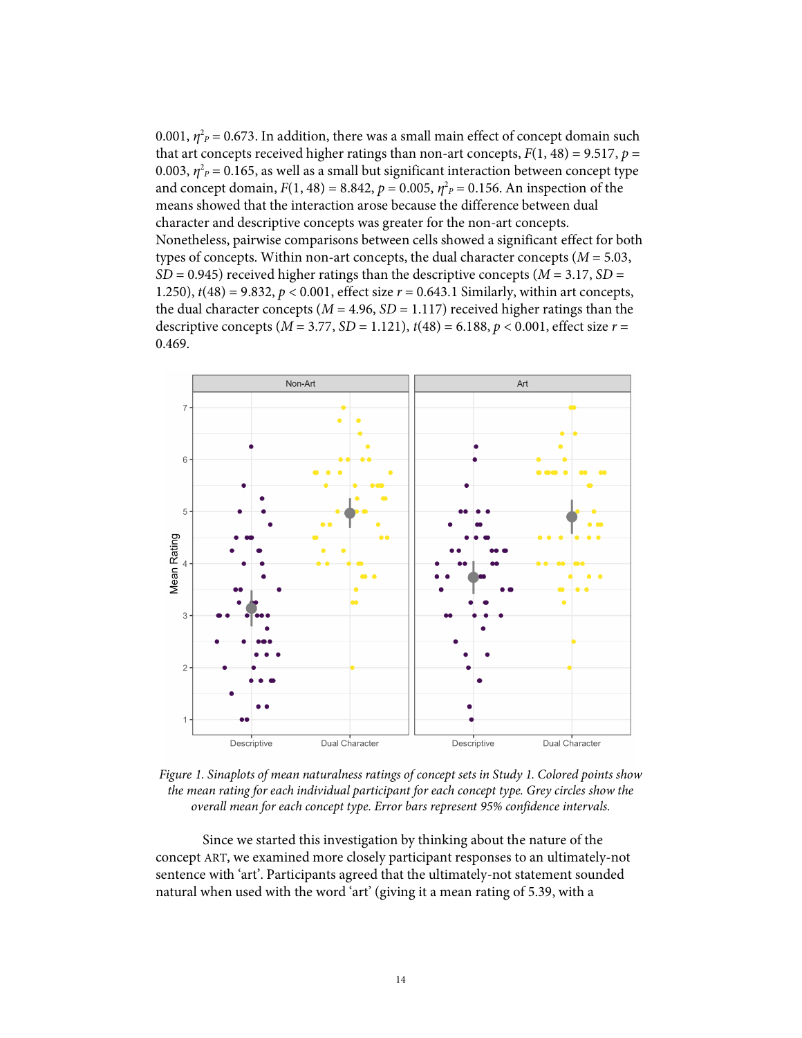0.001, $\eta^2_P = 0.673$. In addition, there was a small main effect of concept domain such that art concepts received higher ratings than non-art concepts, $F(1, 48) = 9.517$, $p = 0.003$, $\eta^2_P = 0.165$, as well as a small but significant interaction between concept type and concept domain, $F(1, 48) = 8.842$, $p = 0.005$, $\eta^2_P = 0.156$. An inspection of the means showed that the interaction arose because the difference between dual character and descriptive concepts was greater for the non-art concepts. Nonetheless, pairwise comparisons between cells showed a significant effect for both types of concepts. Within non-art concepts, the dual character concepts ($M = 5.03$, $SD = 0.945$) received higher ratings than the descriptive concepts ($M = 3.17$, $SD = 1.250$), $t(48) = 9.832$, $p < 0.001$, effect size $r = 0.643$.[1] Similarly, within art concepts, the dual character concepts ($M = 4.96$, $SD = 1.117$) received higher ratings than the descriptive concepts ($M = 3.77$, $SD = 1.121$), $t(48) = 6.188$, $p < 0.001$, effect size $r = 0.469$.

*Figure 1. Sinaplots of mean naturalness ratings of concept sets in Study 1. Colored points show the mean rating for each individual participant for each concept type. Grey circles show the overall mean for each concept type. Error bars represent 95% confidence intervals.*

Since we started this investigation by thinking about the nature of the concept ART, we examined more closely participant responses to an ultimately-not sentence with 'art'. Participants agreed that the ultimately-not statement sounded natural when used with the word 'art' (giving it a mean rating of 5.39, with a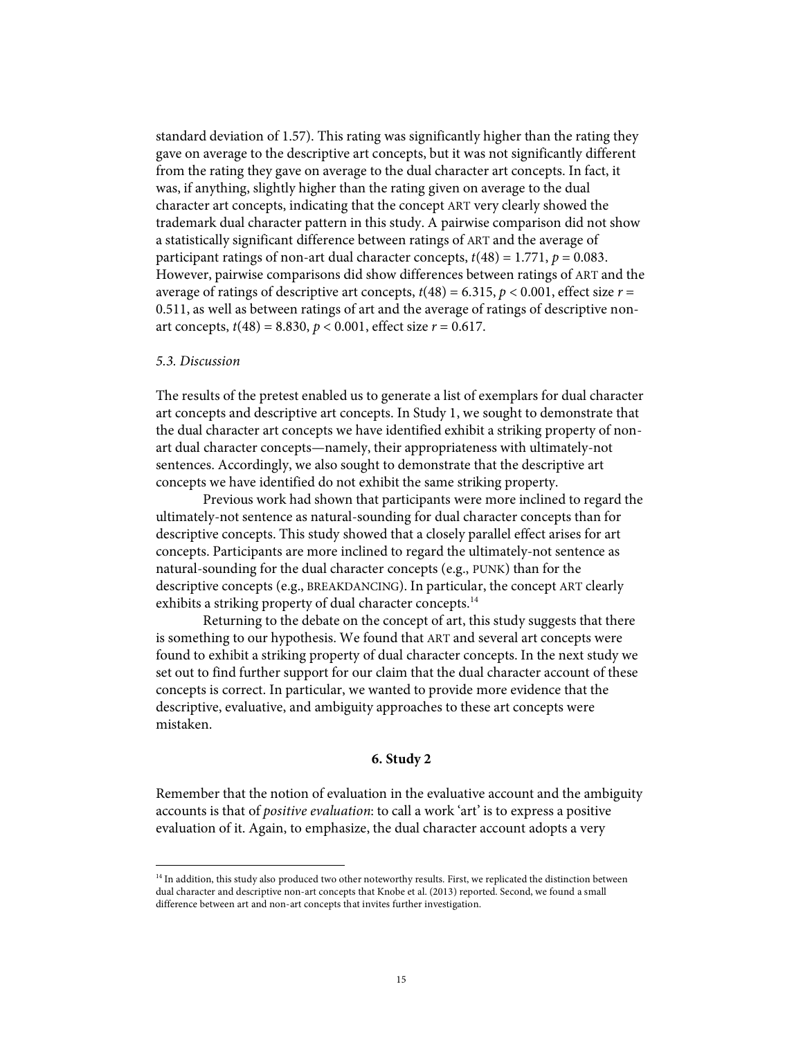standard deviation of 1.57). This rating was significantly higher than the rating they gave on average to the descriptive art concepts, but it was not significantly different from the rating they gave on average to the dual character art concepts. In fact, it was, if anything, slightly higher than the rating given on average to the dual character art concepts, indicating that the concept ART very clearly showed the trademark dual character pattern in this study. A pairwise comparison did not show a statistically significant difference between ratings of ART and the average of participant ratings of non-art dual character concepts, $t(48) = 1.771$, $p = 0.083$. However, pairwise comparisons did show differences between ratings of ART and the average of ratings of descriptive art concepts, $t(48) = 6.315$, $p < 0.001$, effect size $r = 0.511$, as well as between ratings of art and the average of ratings of descriptive non-art concepts, $t(48) = 8.830$, $p < 0.001$, effect size $r = 0.617$.

### *5.3. Discussion*

The results of the pretest enabled us to generate a list of exemplars for dual character art concepts and descriptive art concepts. In Study 1, we sought to demonstrate that the dual character art concepts we have identified exhibit a striking property of non-art dual character concepts—namely, their appropriateness with ultimately-not sentences. Accordingly, we also sought to demonstrate that the descriptive art concepts we have identified do not exhibit the same striking property.

Previous work had shown that participants were more inclined to regard the ultimately-not sentence as natural-sounding for dual character concepts than for descriptive concepts. This study showed that a closely parallel effect arises for art concepts. Participants are more inclined to regard the ultimately-not sentence as natural-sounding for the dual character concepts (e.g., PUNK) than for the descriptive concepts (e.g., BREAKDANCING). In particular, the concept ART clearly exhibits a striking property of dual character concepts.[14]

Returning to the debate on the concept of art, this study suggests that there is something to our hypothesis. We found that ART and several art concepts were found to exhibit a striking property of dual character concepts. In the next study we set out to find further support for our claim that the dual character account of these concepts is correct. In particular, we wanted to provide more evidence that the descriptive, evaluative, and ambiguity approaches to these art concepts were mistaken.

## 6. Study 2

Remember that the notion of evaluation in the evaluative account and the ambiguity accounts is that of *positive evaluation*: to call a work 'art' is to express a positive evaluation of it. Again, to emphasize, the dual character account adopts a very

---

[14] In addition, this study also produced two other noteworthy results. First, we replicated the distinction between dual character and descriptive non-art concepts that Knobe et al. (2013) reported. Second, we found a small difference between art and non-art concepts that invites further investigation.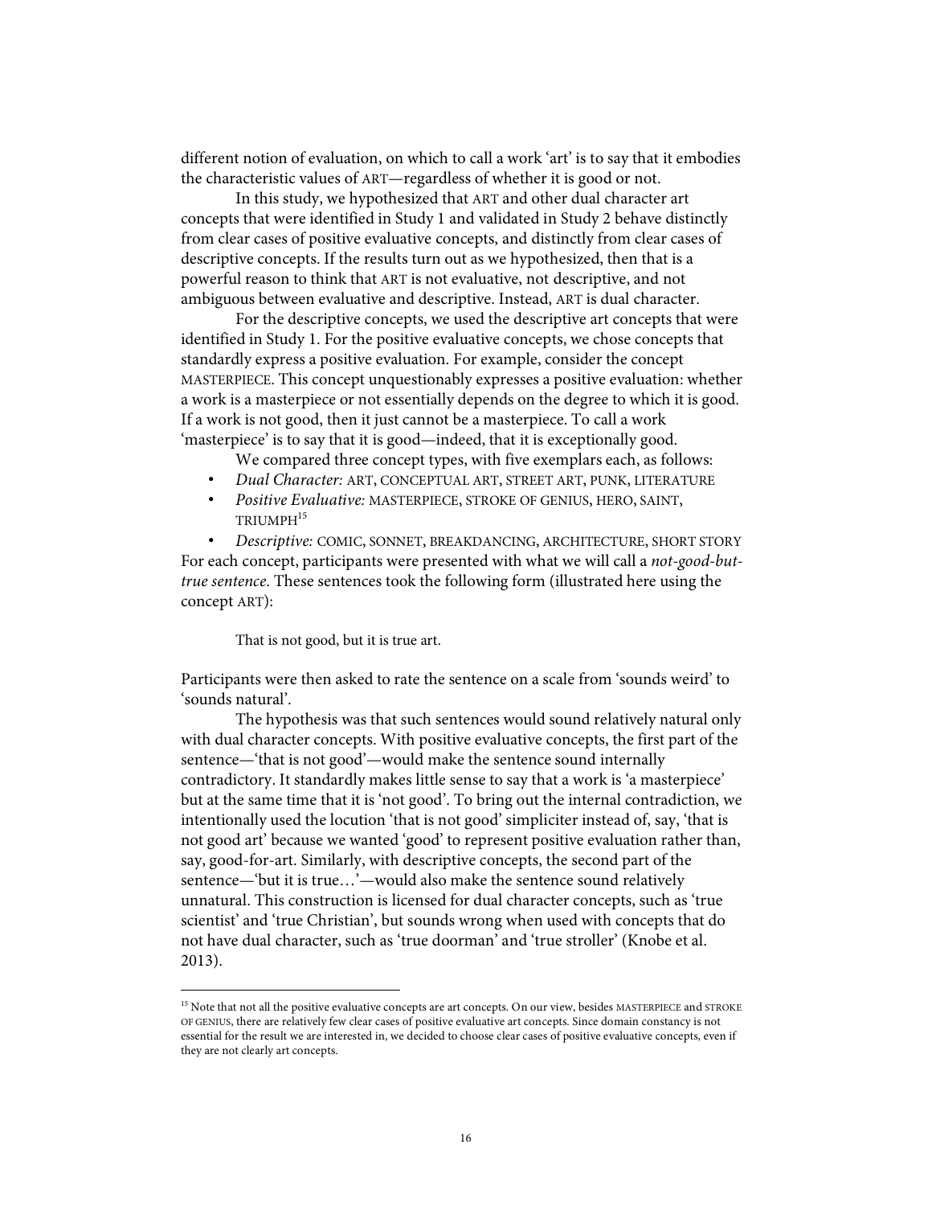different notion of evaluation, on which to call a work 'art' is to say that it embodies the characteristic values of ART—regardless of whether it is good or not.

In this study, we hypothesized that ART and other dual character art concepts that were identified in Study 1 and validated in Study 2 behave distinctly from clear cases of positive evaluative concepts, and distinctly from clear cases of descriptive concepts. If the results turn out as we hypothesized, then that is a powerful reason to think that ART is not evaluative, not descriptive, and not ambiguous between evaluative and descriptive. Instead, ART is dual character.

For the descriptive concepts, we used the descriptive art concepts that were identified in Study 1. For the positive evaluative concepts, we chose concepts that standardly express a positive evaluation. For example, consider the concept MASTERPIECE. This concept unquestionably expresses a positive evaluation: whether a work is a masterpiece or not essentially depends on the degree to which it is good. If a work is not good, then it just cannot be a masterpiece. To call a work 'masterpiece' is to say that it is good—indeed, that it is exceptionally good.

We compared three concept types, with five exemplars each, as follows:

- *Dual Character:* ART, CONCEPTUAL ART, STREET ART, PUNK, LITERATURE
- *Positive Evaluative:* MASTERPIECE, STROKE OF GENIUS, HERO, SAINT, TRIUMPH[15]
- *Descriptive:* COMIC, SONNET, BREAKDANCING, ARCHITECTURE, SHORT STORY

For each concept, participants were presented with what we will call a *not-good-but-true sentence*. These sentences took the following form (illustrated here using the concept ART):

> That is not good, but it is true art.

Participants were then asked to rate the sentence on a scale from 'sounds weird' to 'sounds natural'.

The hypothesis was that such sentences would sound relatively natural only with dual character concepts. With positive evaluative concepts, the first part of the sentence—'that is not good'—would make the sentence sound internally contradictory. It standardly makes little sense to say that a work is 'a masterpiece' but at the same time that it is 'not good'. To bring out the internal contradiction, we intentionally used the locution 'that is not good' simpliciter instead of, say, 'that is not good art' because we wanted 'good' to represent positive evaluation rather than, say, good-for-art. Similarly, with descriptive concepts, the second part of the sentence—'but it is true…'—would also make the sentence sound relatively unnatural. This construction is licensed for dual character concepts, such as 'true scientist' and 'true Christian', but sounds wrong when used with concepts that do not have dual character, such as 'true doorman' and 'true stroller' (Knobe et al. 2013).

[15] Note that not all the positive evaluative concepts are art concepts. On our view, besides MASTERPIECE and STROKE OF GENIUS, there are relatively few clear cases of positive evaluative art concepts. Since domain constancy is not essential for the result we are interested in, we decided to choose clear cases of positive evaluative concepts, even if they are not clearly art concepts.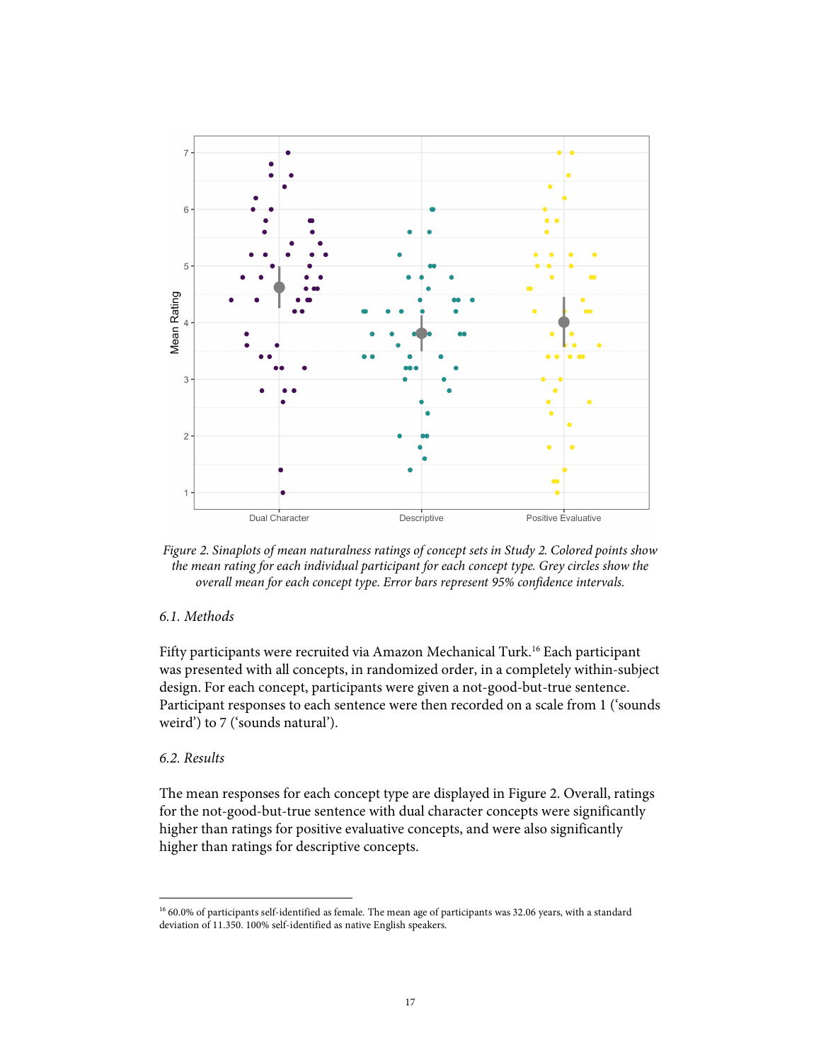*Figure 2. Sinaplots of mean naturalness ratings of concept sets in Study 2. Colored points show the mean rating for each individual participant for each concept type. Grey circles show the overall mean for each concept type. Error bars represent 95% confidence intervals.*

### *6.1. Methods*

Fifty participants were recruited via Amazon Mechanical Turk.[16] Each participant was presented with all concepts, in randomized order, in a completely within-subject design. For each concept, participants were given a not-good-but-true sentence. Participant responses to each sentence were then recorded on a scale from 1 ('sounds weird') to 7 ('sounds natural').

### *6.2. Results*

The mean responses for each concept type are displayed in Figure 2. Overall, ratings for the not-good-but-true sentence with dual character concepts were significantly higher than ratings for positive evaluative concepts, and were also significantly higher than ratings for descriptive concepts.

---

[16] 60.0% of participants self-identified as female. The mean age of participants was 32.06 years, with a standard deviation of 11.350. 100% self-identified as native English speakers.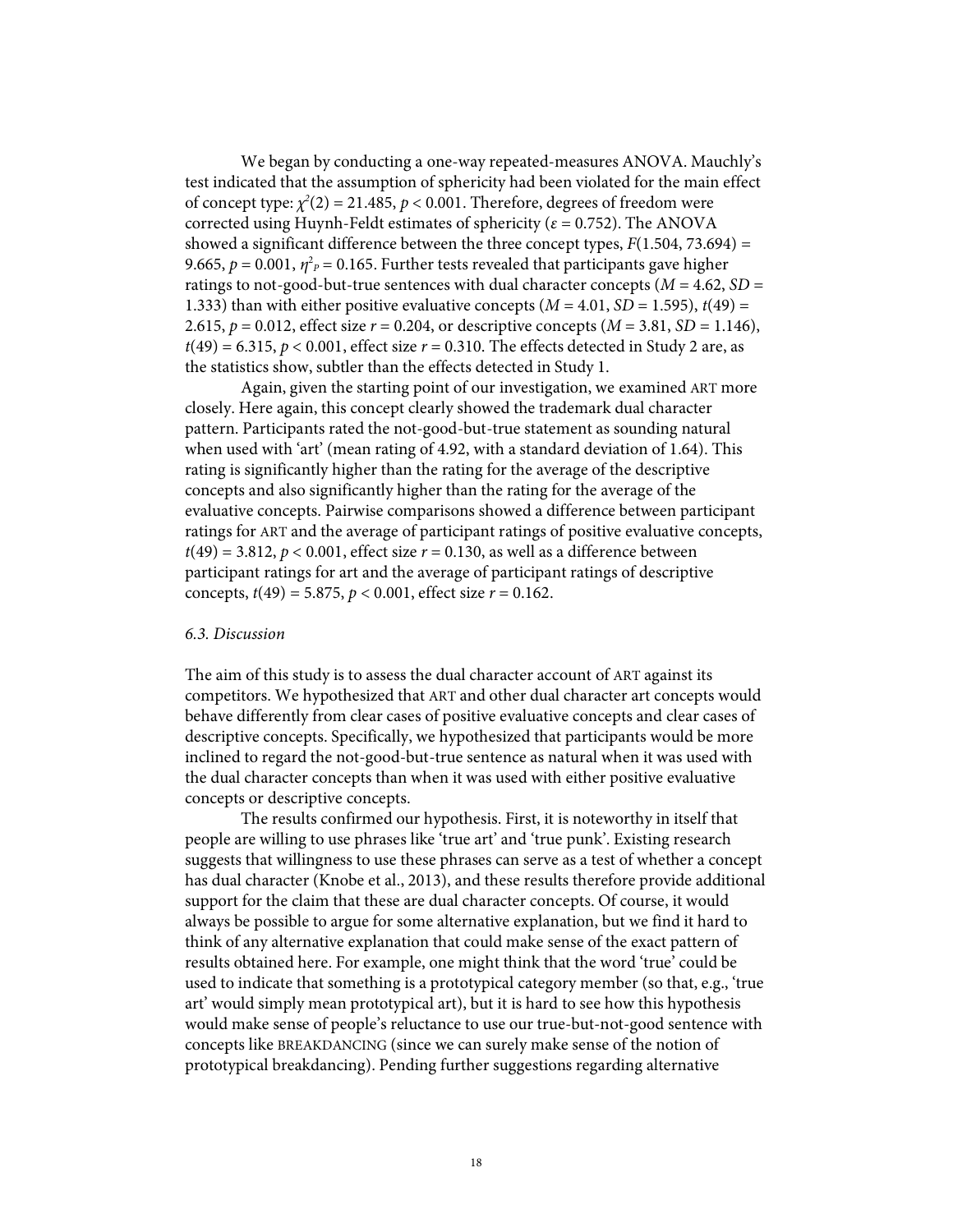We began by conducting a one-way repeated-measures ANOVA. Mauchly's test indicated that the assumption of sphericity had been violated for the main effect of concept type: $\chi^2(2) = 21.485$, $p < 0.001$. Therefore, degrees of freedom were corrected using Huynh-Feldt estimates of sphericity ($\varepsilon = 0.752$). The ANOVA showed a significant difference between the three concept types, $F(1.504, 73.694) = 9.665$, $p = 0.001$, $\eta^2_P = 0.165$. Further tests revealed that participants gave higher ratings to not-good-but-true sentences with dual character concepts ($M = 4.62$, $SD = 1.333$) than with either positive evaluative concepts ($M = 4.01$, $SD = 1.595$), $t(49) = 2.615$, $p = 0.012$, effect size $r = 0.204$, or descriptive concepts ($M = 3.81$, $SD = 1.146$), $t(49) = 6.315$, $p < 0.001$, effect size $r = 0.310$. The effects detected in Study 2 are, as the statistics show, subtler than the effects detected in Study 1.

Again, given the starting point of our investigation, we examined ART more closely. Here again, this concept clearly showed the trademark dual character pattern. Participants rated the not-good-but-true statement as sounding natural when used with 'art' (mean rating of 4.92, with a standard deviation of 1.64). This rating is significantly higher than the rating for the average of the descriptive concepts and also significantly higher than the rating for the average of the evaluative concepts. Pairwise comparisons showed a difference between participant ratings for ART and the average of participant ratings of positive evaluative concepts, $t(49) = 3.812$, $p < 0.001$, effect size $r = 0.130$, as well as a difference between participant ratings for art and the average of participant ratings of descriptive concepts, $t(49) = 5.875$, $p < 0.001$, effect size $r = 0.162$.

### *6.3. Discussion*

The aim of this study is to assess the dual character account of ART against its competitors. We hypothesized that ART and other dual character art concepts would behave differently from clear cases of positive evaluative concepts and clear cases of descriptive concepts. Specifically, we hypothesized that participants would be more inclined to regard the not-good-but-true sentence as natural when it was used with the dual character concepts than when it was used with either positive evaluative concepts or descriptive concepts.

The results confirmed our hypothesis. First, it is noteworthy in itself that people are willing to use phrases like 'true art' and 'true punk'. Existing research suggests that willingness to use these phrases can serve as a test of whether a concept has dual character (Knobe et al., 2013), and these results therefore provide additional support for the claim that these are dual character concepts. Of course, it would always be possible to argue for some alternative explanation, but we find it hard to think of any alternative explanation that could make sense of the exact pattern of results obtained here. For example, one might think that the word 'true' could be used to indicate that something is a prototypical category member (so that, e.g., 'true art' would simply mean prototypical art), but it is hard to see how this hypothesis would make sense of people's reluctance to use our true-but-not-good sentence with concepts like BREAKDANCING (since we can surely make sense of the notion of prototypical breakdancing). Pending further suggestions regarding alternative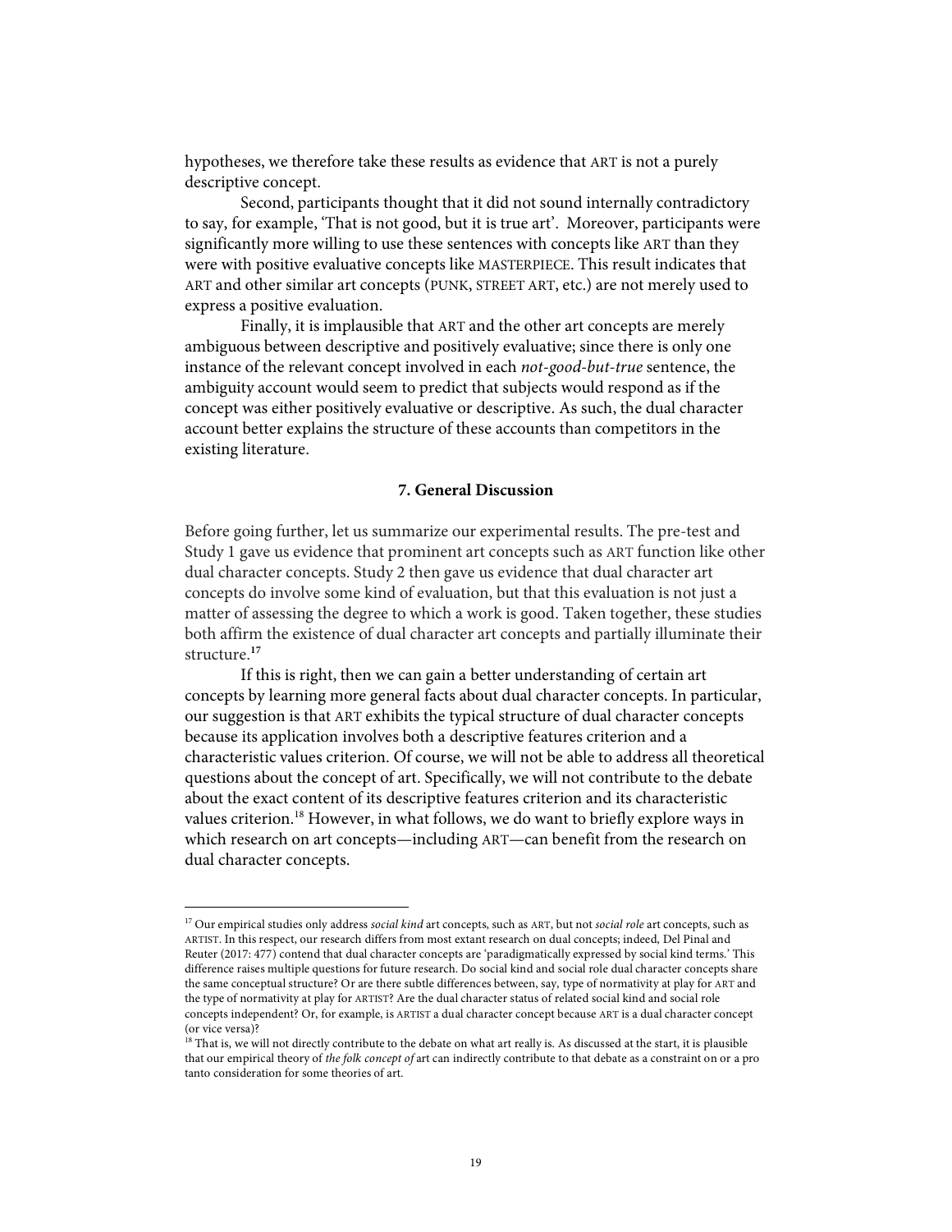hypotheses, we therefore take these results as evidence that ART is not a purely descriptive concept.

Second, participants thought that it did not sound internally contradictory to say, for example, 'That is not good, but it is true art'. Moreover, participants were significantly more willing to use these sentences with concepts like ART than they were with positive evaluative concepts like MASTERPIECE. This result indicates that ART and other similar art concepts (PUNK, STREET ART, etc.) are not merely used to express a positive evaluation.

Finally, it is implausible that ART and the other art concepts are merely ambiguous between descriptive and positively evaluative; since there is only one instance of the relevant concept involved in each *not-good-but-true* sentence, the ambiguity account would seem to predict that subjects would respond as if the concept was either positively evaluative or descriptive. As such, the dual character account better explains the structure of these accounts than competitors in the existing literature.

## 7. General Discussion

Before going further, let us summarize our experimental results. The pre-test and Study 1 gave us evidence that prominent art concepts such as ART function like other dual character concepts. Study 2 then gave us evidence that dual character art concepts do involve some kind of evaluation, but that this evaluation is not just a matter of assessing the degree to which a work is good. Taken together, these studies both affirm the existence of dual character art concepts and partially illuminate their structure.[17]

If this is right, then we can gain a better understanding of certain art concepts by learning more general facts about dual character concepts. In particular, our suggestion is that ART exhibits the typical structure of dual character concepts because its application involves both a descriptive features criterion and a characteristic values criterion. Of course, we will not be able to address all theoretical questions about the concept of art. Specifically, we will not contribute to the debate about the exact content of its descriptive features criterion and its characteristic values criterion.[18] However, in what follows, we do want to briefly explore ways in which research on art concepts—including ART—can benefit from the research on dual character concepts.

---

[17] Our empirical studies only address *social kind* art concepts, such as ART, but not *social role* art concepts, such as ARTIST. In this respect, our research differs from most extant research on dual concepts; indeed, Del Pinal and Reuter (2017: 477) contend that dual character concepts are 'paradigmatically expressed by social kind terms.' This difference raises multiple questions for future research. Do social kind and social role dual character concepts share the same conceptual structure? Or are there subtle differences between, say, type of normativity at play for ART and the type of normativity at play for ARTIST? Are the dual character status of related social kind and social role concepts independent? Or, for example, is ARTIST a dual character concept because ART is a dual character concept (or vice versa)?

[18] That is, we will not directly contribute to the debate on what art really is. As discussed at the start, it is plausible that our empirical theory of *the folk concept of* art can indirectly contribute to that debate as a constraint on or a pro tanto consideration for some theories of art.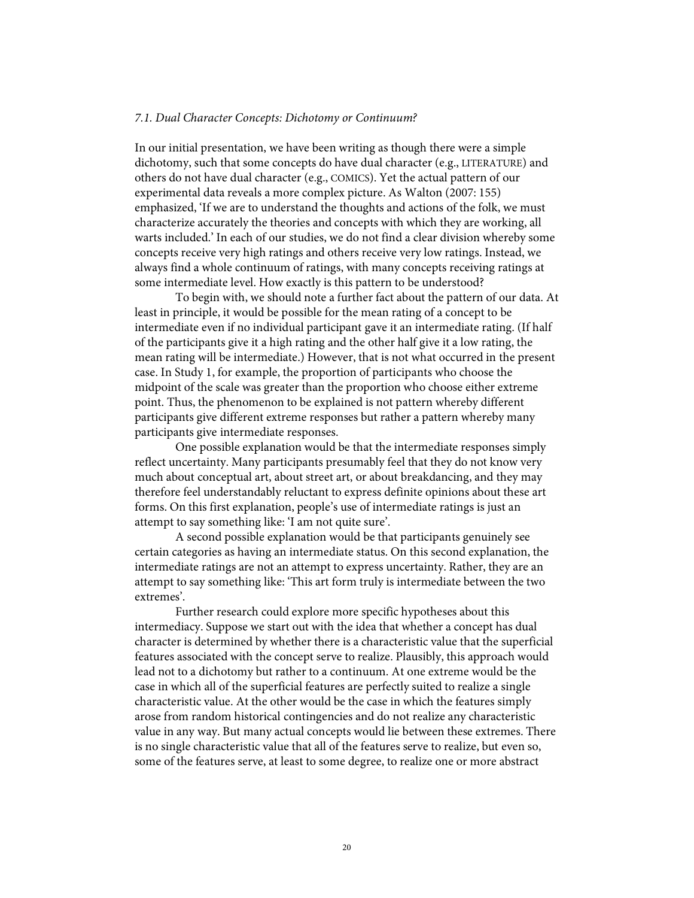### *7.1. Dual Character Concepts: Dichotomy or Continuum?*

In our initial presentation, we have been writing as though there were a simple dichotomy, such that some concepts do have dual character (e.g., LITERATURE) and others do not have dual character (e.g., COMICS). Yet the actual pattern of our experimental data reveals a more complex picture. As Walton (2007: 155) emphasized, 'If we are to understand the thoughts and actions of the folk, we must characterize accurately the theories and concepts with which they are working, all warts included.' In each of our studies, we do not find a clear division whereby some concepts receive very high ratings and others receive very low ratings. Instead, we always find a whole continuum of ratings, with many concepts receiving ratings at some intermediate level. How exactly is this pattern to be understood?

To begin with, we should note a further fact about the pattern of our data. At least in principle, it would be possible for the mean rating of a concept to be intermediate even if no individual participant gave it an intermediate rating. (If half of the participants give it a high rating and the other half give it a low rating, the mean rating will be intermediate.) However, that is not what occurred in the present case. In Study 1, for example, the proportion of participants who choose the midpoint of the scale was greater than the proportion who choose either extreme point. Thus, the phenomenon to be explained is not pattern whereby different participants give different extreme responses but rather a pattern whereby many participants give intermediate responses.

One possible explanation would be that the intermediate responses simply reflect uncertainty. Many participants presumably feel that they do not know very much about conceptual art, about street art, or about breakdancing, and they may therefore feel understandably reluctant to express definite opinions about these art forms. On this first explanation, people's use of intermediate ratings is just an attempt to say something like: 'I am not quite sure'.

A second possible explanation would be that participants genuinely see certain categories as having an intermediate status. On this second explanation, the intermediate ratings are not an attempt to express uncertainty. Rather, they are an attempt to say something like: 'This art form truly is intermediate between the two extremes'.

Further research could explore more specific hypotheses about this intermediacy. Suppose we start out with the idea that whether a concept has dual character is determined by whether there is a characteristic value that the superficial features associated with the concept serve to realize. Plausibly, this approach would lead not to a dichotomy but rather to a continuum. At one extreme would be the case in which all of the superficial features are perfectly suited to realize a single characteristic value. At the other would be the case in which the features simply arose from random historical contingencies and do not realize any characteristic value in any way. But many actual concepts would lie between these extremes. There is no single characteristic value that all of the features serve to realize, but even so, some of the features serve, at least to some degree, to realize one or more abstract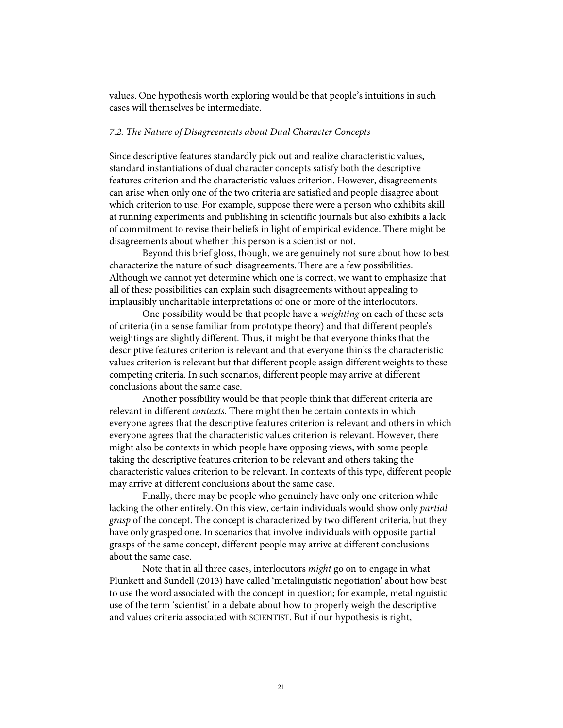values. One hypothesis worth exploring would be that people's intuitions in such cases will themselves be intermediate.

### *7.2. The Nature of Disagreements about Dual Character Concepts*

Since descriptive features standardly pick out and realize characteristic values, standard instantiations of dual character concepts satisfy both the descriptive features criterion and the characteristic values criterion. However, disagreements can arise when only one of the two criteria are satisfied and people disagree about which criterion to use. For example, suppose there were a person who exhibits skill at running experiments and publishing in scientific journals but also exhibits a lack of commitment to revise their beliefs in light of empirical evidence. There might be disagreements about whether this person is a scientist or not.

Beyond this brief gloss, though, we are genuinely not sure about how to best characterize the nature of such disagreements. There are a few possibilities. Although we cannot yet determine which one is correct, we want to emphasize that all of these possibilities can explain such disagreements without appealing to implausibly uncharitable interpretations of one or more of the interlocutors.

One possibility would be that people have a *weighting* on each of these sets of criteria (in a sense familiar from prototype theory) and that different people's weightings are slightly different. Thus, it might be that everyone thinks that the descriptive features criterion is relevant and that everyone thinks the characteristic values criterion is relevant but that different people assign different weights to these competing criteria. In such scenarios, different people may arrive at different conclusions about the same case.

Another possibility would be that people think that different criteria are relevant in different *contexts*. There might then be certain contexts in which everyone agrees that the descriptive features criterion is relevant and others in which everyone agrees that the characteristic values criterion is relevant. However, there might also be contexts in which people have opposing views, with some people taking the descriptive features criterion to be relevant and others taking the characteristic values criterion to be relevant. In contexts of this type, different people may arrive at different conclusions about the same case.

Finally, there may be people who genuinely have only one criterion while lacking the other entirely. On this view, certain individuals would show only *partial grasp* of the concept. The concept is characterized by two different criteria, but they have only grasped one. In scenarios that involve individuals with opposite partial grasps of the same concept, different people may arrive at different conclusions about the same case.

Note that in all three cases, interlocutors *might* go on to engage in what Plunkett and Sundell (2013) have called 'metalinguistic negotiation' about how best to use the word associated with the concept in question; for example, metalinguistic use of the term 'scientist' in a debate about how to properly weigh the descriptive and values criteria associated with SCIENTIST. But if our hypothesis is right,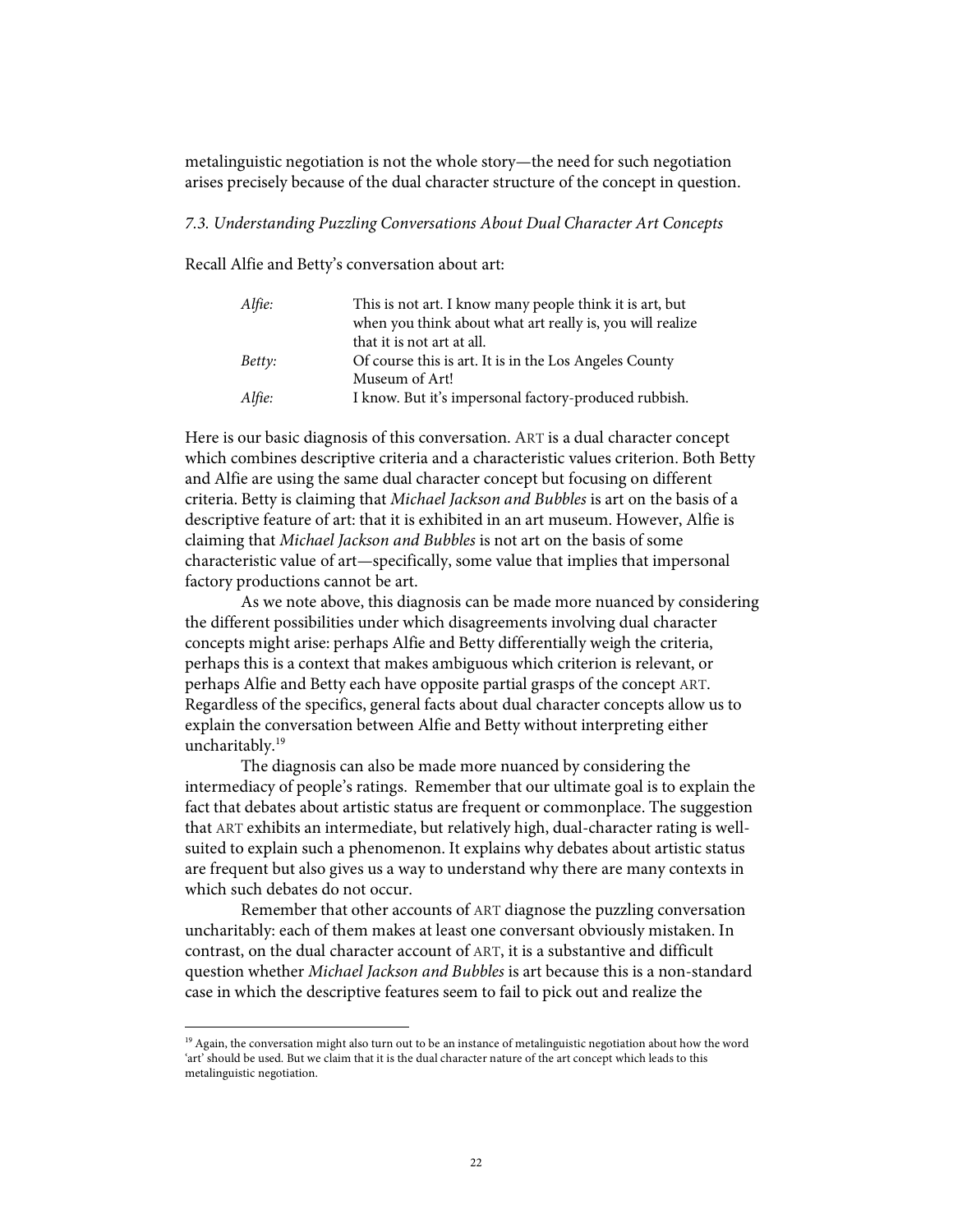metalinguistic negotiation is not the whole story—the need for such negotiation arises precisely because of the dual character structure of the concept in question.

### *7.3. Understanding Puzzling Conversations About Dual Character Art Concepts*

Recall Alfie and Betty's conversation about art:

> *Alfie:* This is not art. I know many people think it is art, but when you think about what art really is, you will realize that it is not art at all.
>
> *Betty:* Of course this is art. It is in the Los Angeles County Museum of Art!
>
> *Alfie:* I know. But it's impersonal factory-produced rubbish.

Here is our basic diagnosis of this conversation. ART is a dual character concept which combines descriptive criteria and a characteristic values criterion. Both Betty and Alfie are using the same dual character concept but focusing on different criteria. Betty is claiming that *Michael Jackson and Bubbles* is art on the basis of a descriptive feature of art: that it is exhibited in an art museum. However, Alfie is claiming that *Michael Jackson and Bubbles* is not art on the basis of some characteristic value of art—specifically, some value that implies that impersonal factory productions cannot be art.

As we note above, this diagnosis can be made more nuanced by considering the different possibilities under which disagreements involving dual character concepts might arise: perhaps Alfie and Betty differentially weigh the criteria, perhaps this is a context that makes ambiguous which criterion is relevant, or perhaps Alfie and Betty each have opposite partial grasps of the concept ART. Regardless of the specifics, general facts about dual character concepts allow us to explain the conversation between Alfie and Betty without interpreting either uncharitably.[19]

The diagnosis can also be made more nuanced by considering the intermediacy of people's ratings. Remember that our ultimate goal is to explain the fact that debates about artistic status are frequent or commonplace. The suggestion that ART exhibits an intermediate, but relatively high, dual-character rating is well-suited to explain such a phenomenon. It explains why debates about artistic status are frequent but also gives us a way to understand why there are many contexts in which such debates do not occur.

Remember that other accounts of ART diagnose the puzzling conversation uncharitably: each of them makes at least one conversant obviously mistaken. In contrast, on the dual character account of ART, it is a substantive and difficult question whether *Michael Jackson and Bubbles* is art because this is a non-standard case in which the descriptive features seem to fail to pick out and realize the

---

[19] Again, the conversation might also turn out to be an instance of metalinguistic negotiation about how the word 'art' should be used. But we claim that it is the dual character nature of the art concept which leads to this metalinguistic negotiation.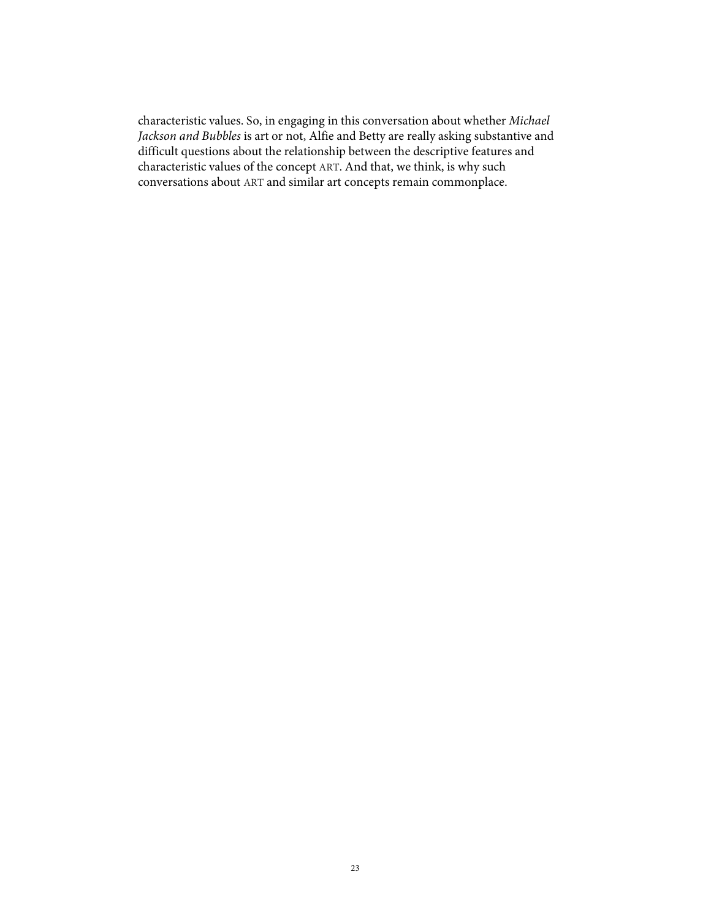characteristic values. So, in engaging in this conversation about whether *Michael Jackson and Bubbles* is art or not, Alfie and Betty are really asking substantive and difficult questions about the relationship between the descriptive features and characteristic values of the concept ART. And that, we think, is why such conversations about ART and similar art concepts remain commonplace.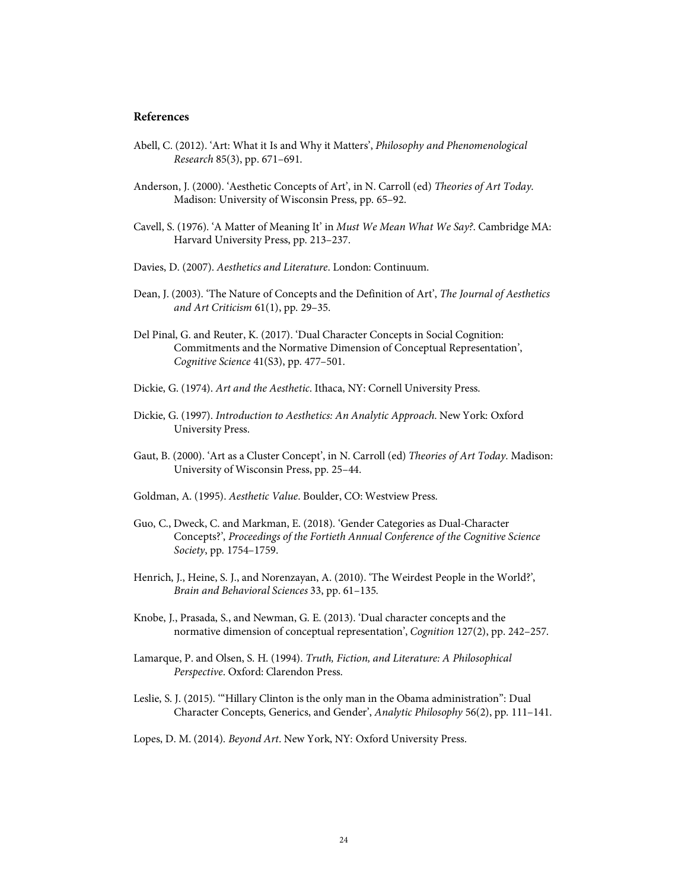## References

Abell, C. (2012). 'Art: What it Is and Why it Matters', *Philosophy and Phenomenological Research* 85(3), pp. 671–691.

Anderson, J. (2000). 'Aesthetic Concepts of Art', in N. Carroll (ed) *Theories of Art Today*. Madison: University of Wisconsin Press, pp. 65–92.

Cavell, S. (1976). 'A Matter of Meaning It' in *Must We Mean What We Say?*. Cambridge MA: Harvard University Press, pp. 213–237.

Davies, D. (2007). *Aesthetics and Literature*. London: Continuum.

Dean, J. (2003). 'The Nature of Concepts and the Definition of Art', *The Journal of Aesthetics and Art Criticism* 61(1), pp. 29–35.

Del Pinal, G. and Reuter, K. (2017). 'Dual Character Concepts in Social Cognition: Commitments and the Normative Dimension of Conceptual Representation', *Cognitive Science* 41(S3), pp. 477–501.

Dickie, G. (1974). *Art and the Aesthetic*. Ithaca, NY: Cornell University Press.

Dickie, G. (1997). *Introduction to Aesthetics: An Analytic Approach*. New York: Oxford University Press.

Gaut, B. (2000). 'Art as a Cluster Concept', in N. Carroll (ed) *Theories of Art Today*. Madison: University of Wisconsin Press, pp. 25–44.

Goldman, A. (1995). *Aesthetic Value*. Boulder, CO: Westview Press.

Guo, C., Dweck, C. and Markman, E. (2018). 'Gender Categories as Dual-Character Concepts?', *Proceedings of the Fortieth Annual Conference of the Cognitive Science Society*, pp. 1754–1759.

Henrich, J., Heine, S. J., and Norenzayan, A. (2010). 'The Weirdest People in the World?', *Brain and Behavioral Sciences* 33, pp. 61–135.

Knobe, J., Prasada, S., and Newman, G. E. (2013). 'Dual character concepts and the normative dimension of conceptual representation', *Cognition* 127(2), pp. 242–257.

Lamarque, P. and Olsen, S. H. (1994). *Truth, Fiction, and Literature: A Philosophical Perspective*. Oxford: Clarendon Press.

Leslie, S. J. (2015). '"Hillary Clinton is the only man in the Obama administration": Dual Character Concepts, Generics, and Gender', *Analytic Philosophy* 56(2), pp. 111–141.

Lopes, D. M. (2014). *Beyond Art*. New York, NY: Oxford University Press.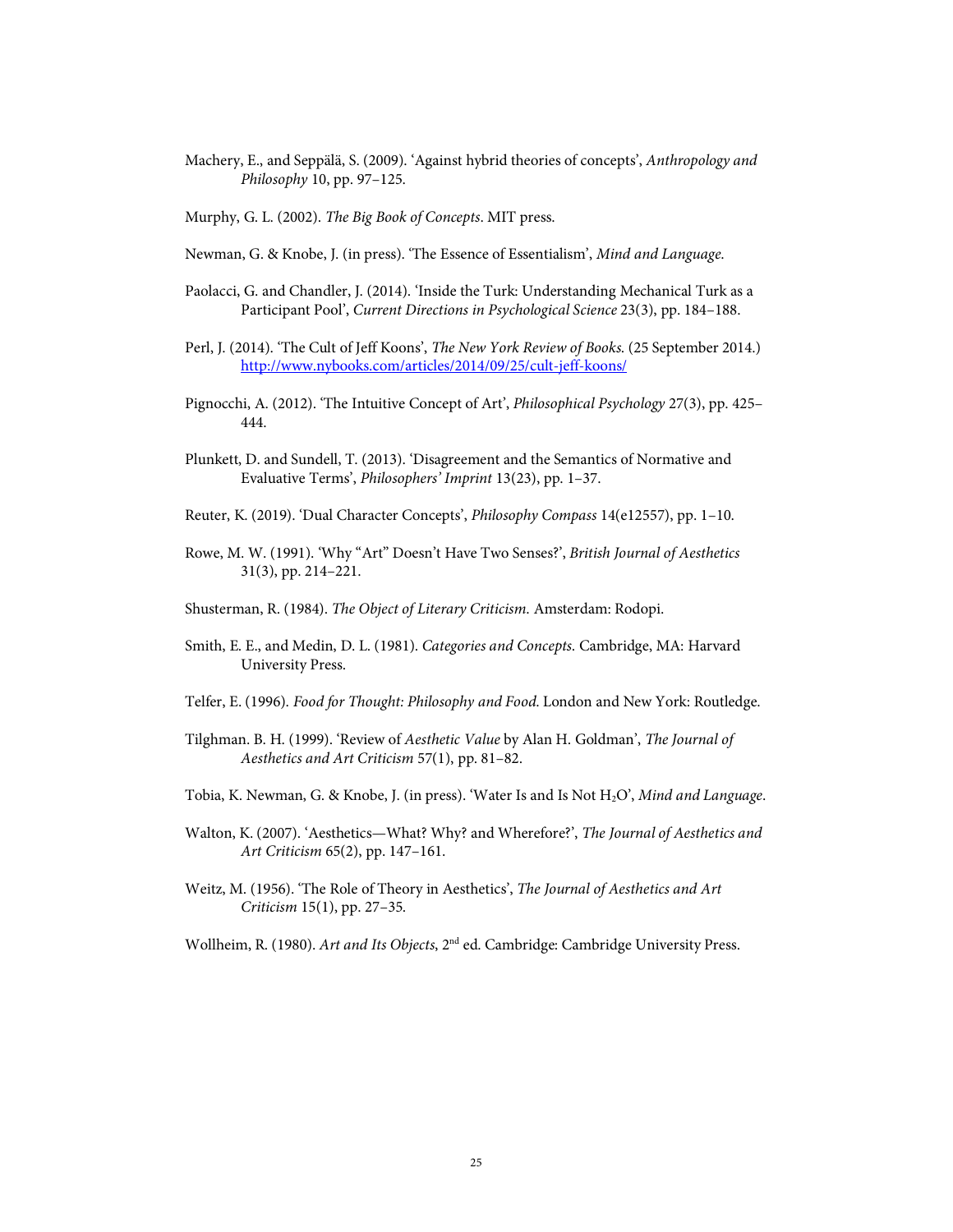Machery, E., and Seppälä, S. (2009). 'Against hybrid theories of concepts', *Anthropology and Philosophy* 10, pp. 97–125.

Murphy, G. L. (2002). *The Big Book of Concepts*. MIT press.

Newman, G. & Knobe, J. (in press). 'The Essence of Essentialism', *Mind and Language*.

Paolacci, G. and Chandler, J. (2014). 'Inside the Turk: Understanding Mechanical Turk as a Participant Pool', *Current Directions in Psychological Science* 23(3), pp. 184–188.

Perl, J. (2014). 'The Cult of Jeff Koons', *The New York Review of Books*. (25 September 2014.) http://www.nybooks.com/articles/2014/09/25/cult-jeff-koons/

Pignocchi, A. (2012). 'The Intuitive Concept of Art', *Philosophical Psychology* 27(3), pp. 425–444.

Plunkett, D. and Sundell, T. (2013). 'Disagreement and the Semantics of Normative and Evaluative Terms', *Philosophers' Imprint* 13(23), pp. 1–37.

Reuter, K. (2019). 'Dual Character Concepts', *Philosophy Compass* 14(e12557), pp. 1–10.

Rowe, M. W. (1991). 'Why "Art" Doesn't Have Two Senses?', *British Journal of Aesthetics* 31(3), pp. 214–221.

Shusterman, R. (1984). *The Object of Literary Criticism*. Amsterdam: Rodopi.

Smith, E. E., and Medin, D. L. (1981). *Categories and Concepts*. Cambridge, MA: Harvard University Press.

Telfer, E. (1996). *Food for Thought: Philosophy and Food*. London and New York: Routledge.

Tilghman. B. H. (1999). 'Review of *Aesthetic Value* by Alan H. Goldman', *The Journal of Aesthetics and Art Criticism* 57(1), pp. 81–82.

Tobia, K. Newman, G. & Knobe, J. (in press). 'Water Is and Is Not $H_2O$', *Mind and Language*.

Walton, K. (2007). 'Aesthetics—What? Why? and Wherefore?', *The Journal of Aesthetics and Art Criticism* 65(2), pp. 147–161.

Weitz, M. (1956). 'The Role of Theory in Aesthetics', *The Journal of Aesthetics and Art Criticism* 15(1), pp. 27–35.

Wollheim, R. (1980). *Art and Its Objects*, 2nd ed. Cambridge: Cambridge University Press.